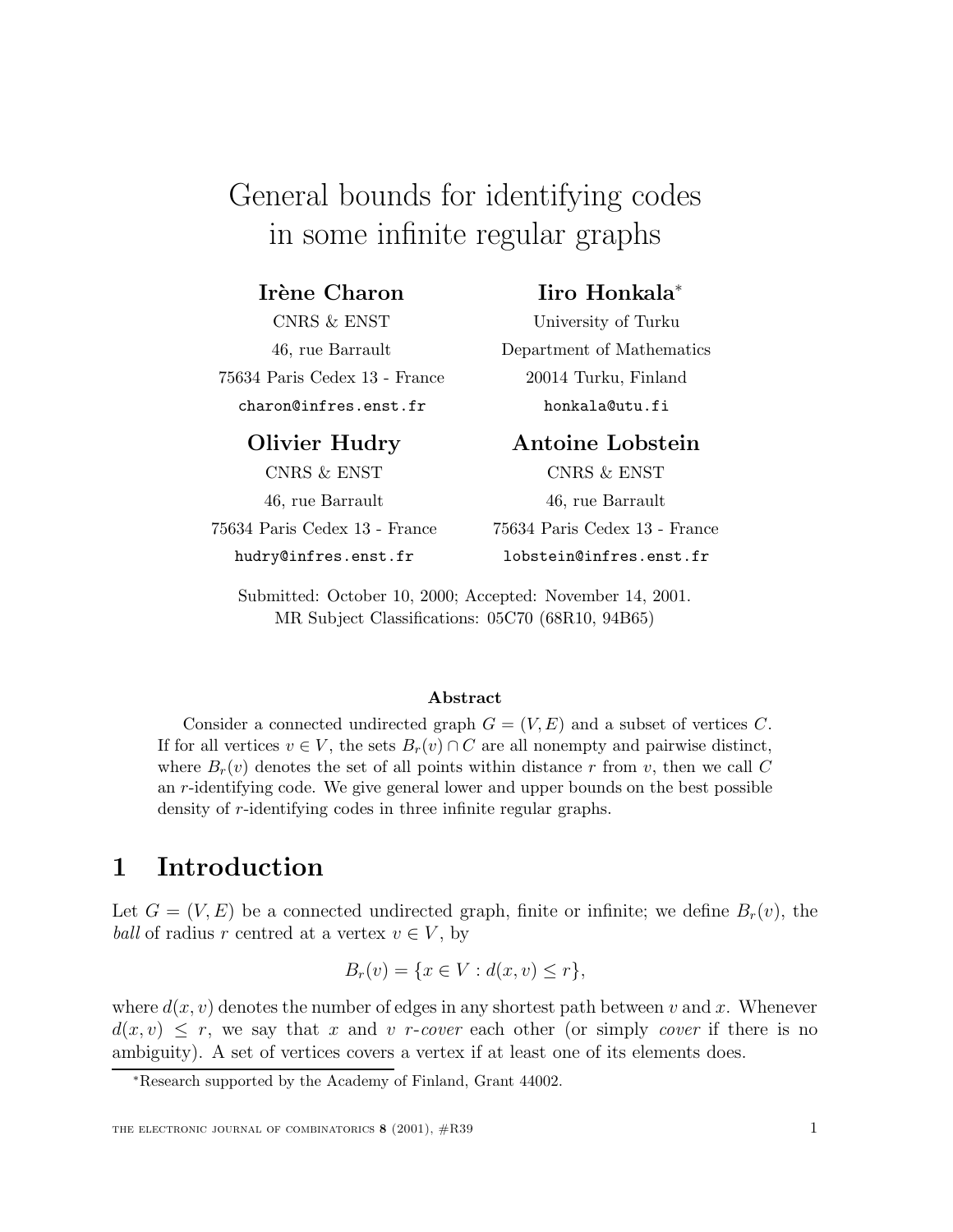# General bounds for identifying codes in some infinite regular graphs

**Irène Charon**

CNRS & ENST
46, rue Barrault
75634 Paris Cedex 13 - France
`charon@infres.enst.fr`

**Iiro Honkala***

University of Turku
Department of Mathematics
20014 Turku, Finland
`honkala@utu.fi`

**Olivier Hudry**

CNRS & ENST
46, rue Barrault
75634 Paris Cedex 13 - France
`hudry@infres.enst.fr`

**Antoine Lobstein**

CNRS & ENST
46, rue Barrault
75634 Paris Cedex 13 - France
`lobstein@infres.enst.fr`

Submitted: October 10, 2000; Accepted: November 14, 2001.
MR Subject Classifications: 05C70 (68R10, 94B65)

**Abstract**

Consider a connected undirected graph $G = (V, E)$ and a subset of vertices $C$. If for all vertices $v \in V$, the sets $B_r(v) \cap C$ are all nonempty and pairwise distinct, where $B_r(v)$ denotes the set of all points within distance $r$ from $v$, then we call $C$ an $r$-identifying code. We give general lower and upper bounds on the best possible density of $r$-identifying codes in three infinite regular graphs.

## 1 Introduction

Let $G = (V, E)$ be a connected undirected graph, finite or infinite; we define $B_r(v)$, the *ball* of radius $r$ centred at a vertex $v \in V$, by

$$B_r(v) = \{x \in V : d(x, v) \leq r\},$$

where $d(x, v)$ denotes the number of edges in any shortest path between $v$ and $x$. Whenever $d(x, v) \leq r$, we say that $x$ and $v$ $r$-*cover* each other (or simply *cover* if there is no ambiguity). A set of vertices covers a vertex if at least one of its elements does.

*Research supported by the Academy of Finland, Grant 44002.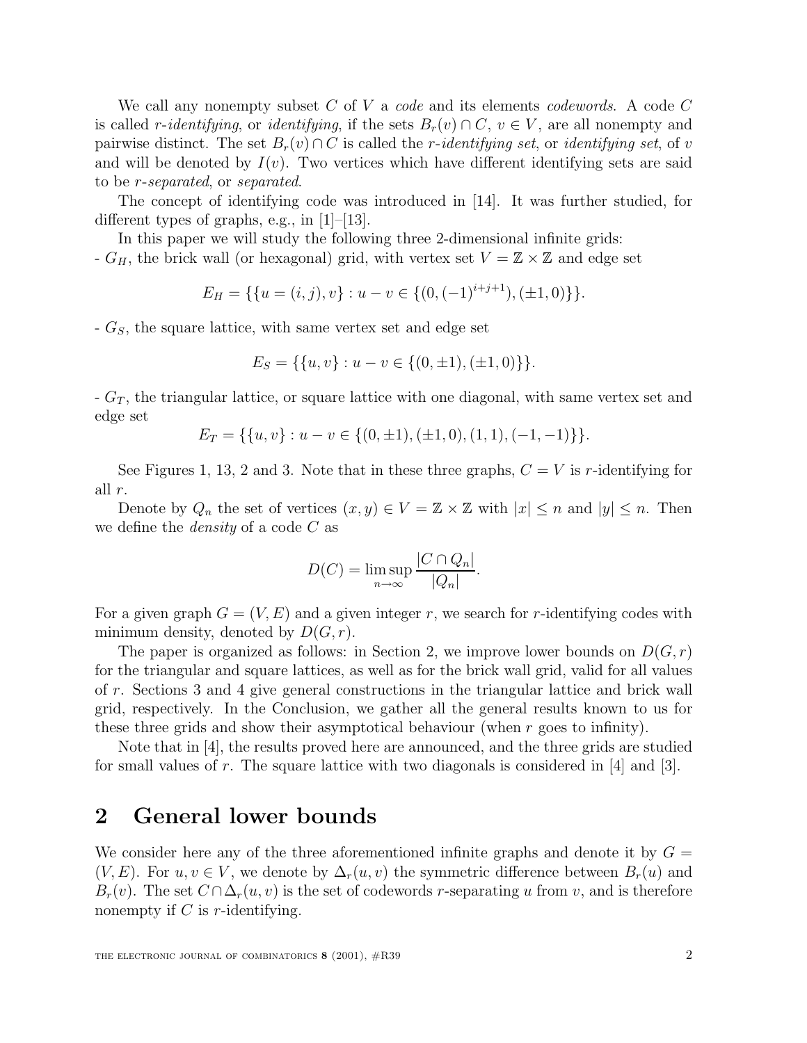We call any nonempty subset $C$ of $V$ a *code* and its elements *codewords*. A code $C$ is called *r-identifying*, or *identifying*, if the sets $B_r(v) \cap C$, $v \in V$, are all nonempty and pairwise distinct. The set $B_r(v) \cap C$ is called the *r-identifying set*, or *identifying set*, of $v$ and will be denoted by $I(v)$. Two vertices which have different identifying sets are said to be *r-separated*, or *separated*.

The concept of identifying code was introduced in [14]. It was further studied, for different types of graphs, e.g., in [1]–[13].

In this paper we will study the following three 2-dimensional infinite grids:

- $G_H$, the brick wall (or hexagonal) grid, with vertex set $V = \mathbb{Z} \times \mathbb{Z}$ and edge set

$$E_H = \{\{u = (i,j), v\} : u - v \in \{(0, (-1)^{i+j+1}), (\pm 1, 0)\}\}.$$

- $G_S$, the square lattice, with same vertex set and edge set

$$E_S = \{\{u, v\} : u - v \in \{(0, \pm 1), (\pm 1, 0)\}\}.$$

- $G_T$, the triangular lattice, or square lattice with one diagonal, with same vertex set and edge set

$$E_T = \{\{u, v\} : u - v \in \{(0, \pm 1), (\pm 1, 0), (1, 1), (-1, -1)\}\}.$$

See Figures 1, 13, 2 and 3. Note that in these three graphs, $C = V$ is $r$-identifying for all $r$.

Denote by $Q_n$ the set of vertices $(x, y) \in V = \mathbb{Z} \times \mathbb{Z}$ with $|x| \leq n$ and $|y| \leq n$. Then we define the *density* of a code $C$ as

$$D(C) = \limsup_{n \to \infty} \frac{|C \cap Q_n|}{|Q_n|}.$$

For a given graph $G = (V, E)$ and a given integer $r$, we search for $r$-identifying codes with minimum density, denoted by $D(G, r)$.

The paper is organized as follows: in Section 2, we improve lower bounds on $D(G, r)$ for the triangular and square lattices, as well as for the brick wall grid, valid for all values of $r$. Sections 3 and 4 give general constructions in the triangular lattice and brick wall grid, respectively. In the Conclusion, we gather all the general results known to us for these three grids and show their asymptotical behaviour (when $r$ goes to infinity).

Note that in [4], the results proved here are announced, and the three grids are studied for small values of $r$. The square lattice with two diagonals is considered in [4] and [3].

## 2 General lower bounds

We consider here any of the three aforementioned infinite graphs and denote it by $G = (V, E)$. For $u, v \in V$, we denote by $\Delta_r(u, v)$ the symmetric difference between $B_r(u)$ and $B_r(v)$. The set $C \cap \Delta_r(u, v)$ is the set of codewords $r$-separating $u$ from $v$, and is therefore nonempty if $C$ is $r$-identifying.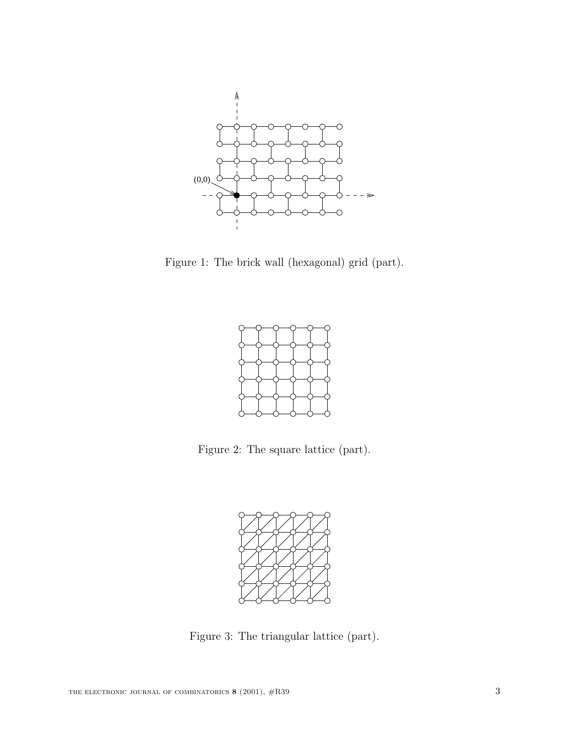(0,0)

Figure 1: The brick wall (hexagonal) grid (part).

Figure 2: The square lattice (part).

Figure 3: The triangular lattice (part).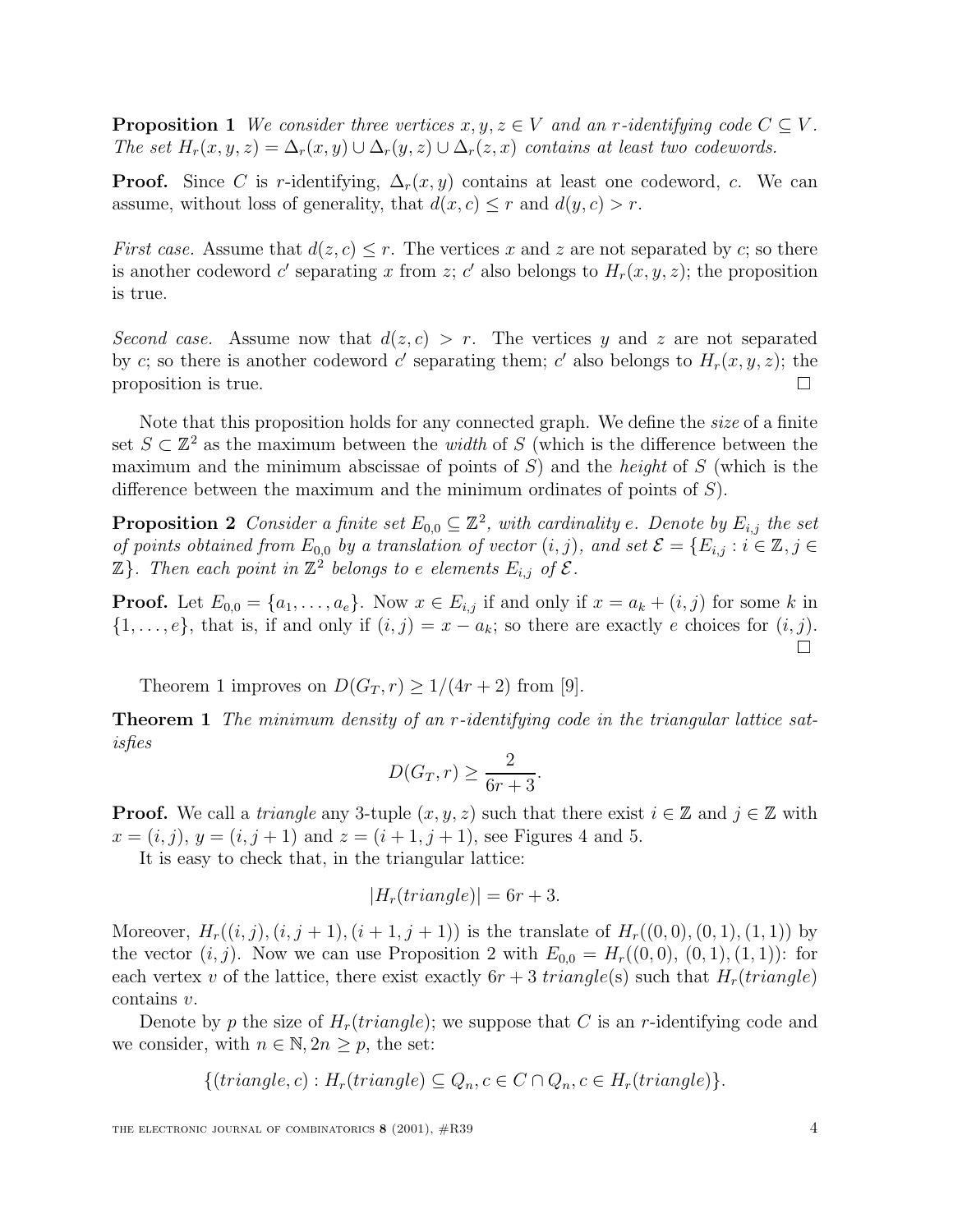**Proposition 1** *We consider three vertices $x, y, z \in V$ and an $r$-identifying code $C \subseteq V$. The set $H_r(x, y, z) = \Delta_r(x, y) \cup \Delta_r(y, z) \cup \Delta_r(z, x)$ contains at least two codewords.*

**Proof.** Since $C$ is $r$-identifying, $\Delta_r(x, y)$ contains at least one codeword, $c$. We can assume, without loss of generality, that $d(x, c) \leq r$ and $d(y, c) > r$.

*First case.* Assume that $d(z, c) \leq r$. The vertices $x$ and $z$ are not separated by $c$; so there is another codeword $c'$ separating $x$ from $z$; $c'$ also belongs to $H_r(x, y, z)$; the proposition is true.

*Second case.* Assume now that $d(z, c) > r$. The vertices $y$ and $z$ are not separated by $c$; so there is another codeword $c'$ separating them; $c'$ also belongs to $H_r(x, y, z)$; the proposition is true. □

Note that this proposition holds for any connected graph. We define the *size* of a finite set $S \subset \mathbb{Z}^2$ as the maximum between the *width* of $S$ (which is the difference between the maximum and the minimum abscissae of points of $S$) and the *height* of $S$ (which is the difference between the maximum and the minimum ordinates of points of $S$).

**Proposition 2** *Consider a finite set $E_{0,0} \subseteq \mathbb{Z}^2$, with cardinality $e$. Denote by $E_{i,j}$ the set of points obtained from $E_{0,0}$ by a translation of vector $(i, j)$, and set $\mathcal{E} = \{E_{i,j} : i \in \mathbb{Z}, j \in \mathbb{Z}\}$. Then each point in $\mathbb{Z}^2$ belongs to $e$ elements $E_{i,j}$ of $\mathcal{E}$.*

**Proof.** Let $E_{0,0} = \{a_1, \ldots, a_e\}$. Now $x \in E_{i,j}$ if and only if $x = a_k + (i, j)$ for some $k$ in $\{1, \ldots, e\}$, that is, if and only if $(i, j) = x - a_k$; so there are exactly $e$ choices for $(i, j)$. □

Theorem 1 improves on $D(G_T, r) \geq 1/(4r + 2)$ from [9].

**Theorem 1** *The minimum density of an $r$-identifying code in the triangular lattice satisfies*

$$D(G_T, r) \geq \frac{2}{6r + 3}.$$

**Proof.** We call a *triangle* any 3-tuple $(x, y, z)$ such that there exist $i \in \mathbb{Z}$ and $j \in \mathbb{Z}$ with $x = (i, j)$, $y = (i, j + 1)$ and $z = (i + 1, j + 1)$, see Figures 4 and 5.

It is easy to check that, in the triangular lattice:

$$|H_r(triangle)| = 6r + 3.$$

Moreover, $H_r((i, j), (i, j + 1), (i + 1, j + 1))$ is the translate of $H_r((0, 0), (0, 1), (1, 1))$ by the vector $(i, j)$. Now we can use Proposition 2 with $E_{0,0} = H_r((0, 0), (0, 1), (1, 1))$: for each vertex $v$ of the lattice, there exist exactly $6r + 3$ *triangle*(s) such that $H_r(triangle)$ contains $v$.

Denote by $p$ the size of $H_r(triangle)$; we suppose that $C$ is an $r$-identifying code and we consider, with $n \in \mathbb{N}, 2n \geq p$, the set:

$$\{(triangle, c) : H_r(triangle) \subseteq Q_n, c \in C \cap Q_n, c \in H_r(triangle)\}.$$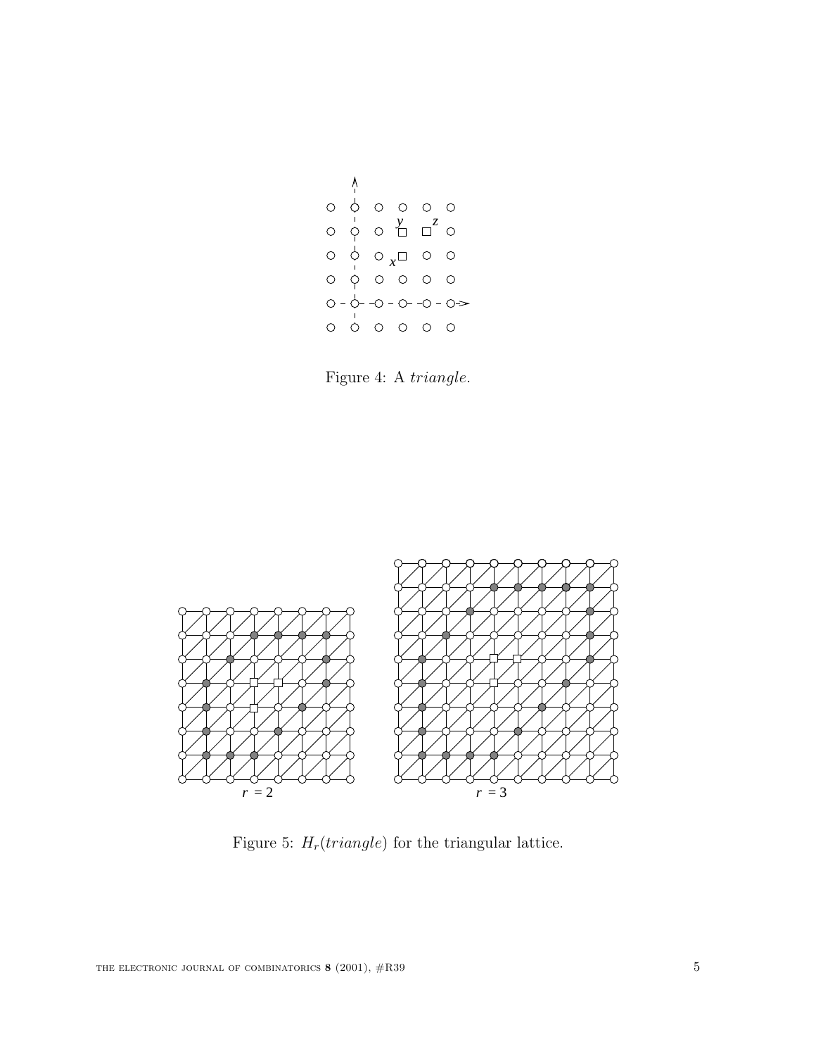Figure 4: A *triangle*.

Figure 5: $H_r(triangle)$ for the triangular lattice.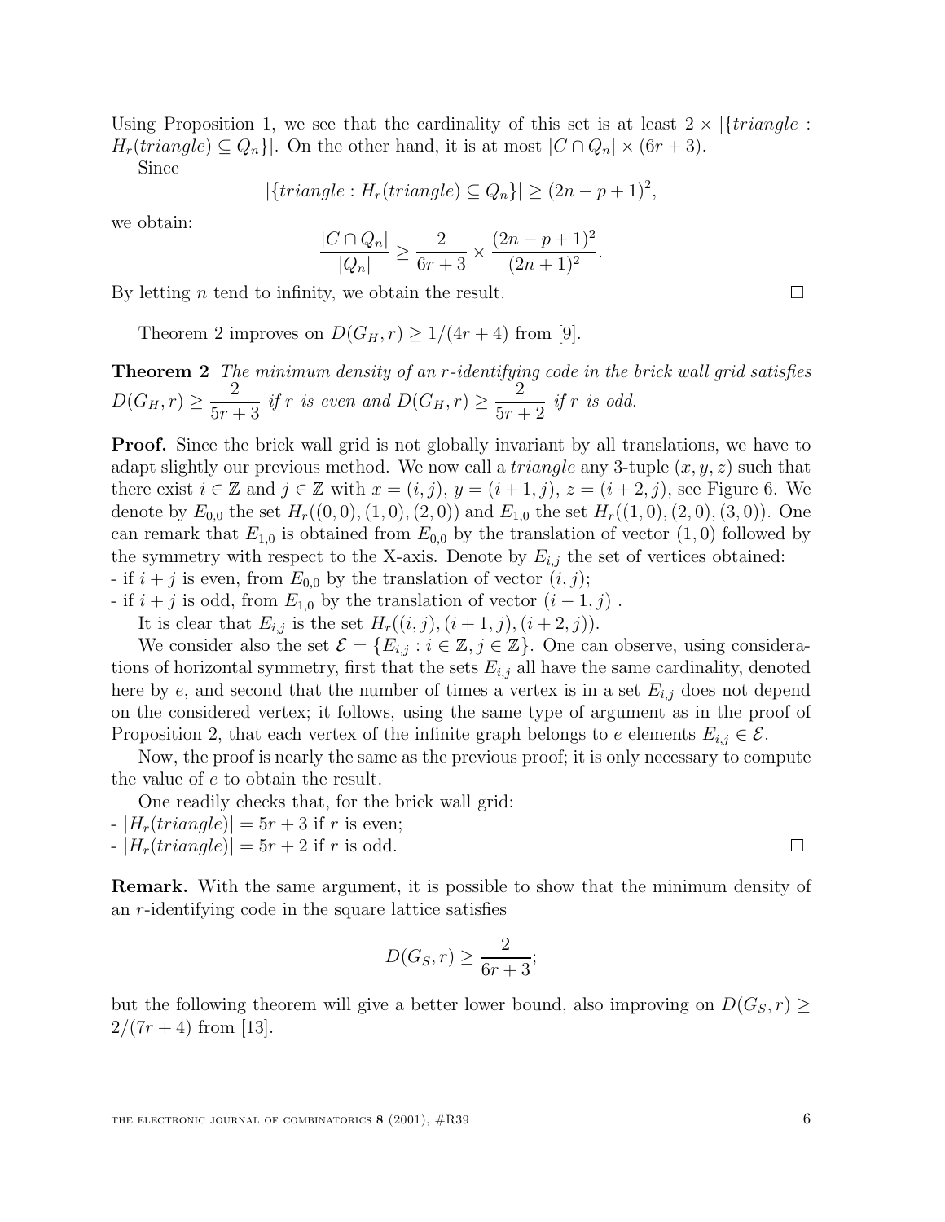Using Proposition 1, we see that the cardinality of this set is at least $2 \times |\{triangle : H_r(triangle) \subseteq Q_n\}|$. On the other hand, it is at most $|C \cap Q_n| \times (6r+3)$.

Since

$$|\{triangle : H_r(triangle) \subseteq Q_n\}| \geq (2n-p+1)^2,$$

we obtain:

$$\frac{|C \cap Q_n|}{|Q_n|} \geq \frac{2}{6r+3} \times \frac{(2n-p+1)^2}{(2n+1)^2}.$$

By letting $n$ tend to infinity, we obtain the result. □

Theorem 2 improves on $D(G_H, r) \geq 1/(4r+4)$ from [9].

**Theorem 2** *The minimum density of an $r$-identifying code in the brick wall grid satisfies $D(G_H, r) \geq \dfrac{2}{5r+3}$ if $r$ is even and $D(G_H, r) \geq \dfrac{2}{5r+2}$ if $r$ is odd.*

**Proof.** Since the brick wall grid is not globally invariant by all translations, we have to adapt slightly our previous method. We now call a *triangle* any 3-tuple $(x, y, z)$ such that there exist $i \in \mathbb{Z}$ and $j \in \mathbb{Z}$ with $x = (i, j)$, $y = (i+1, j)$, $z = (i+2, j)$, see Figure 6. We denote by $E_{0,0}$ the set $H_r((0,0),(1,0),(2,0))$ and $E_{1,0}$ the set $H_r((1,0),(2,0),(3,0))$. One can remark that $E_{1,0}$ is obtained from $E_{0,0}$ by the translation of vector $(1,0)$ followed by the symmetry with respect to the X-axis. Denote by $E_{i,j}$ the set of vertices obtained:
- if $i+j$ is even, from $E_{0,0}$ by the translation of vector $(i, j)$;
- if $i+j$ is odd, from $E_{1,0}$ by the translation of vector $(i-1, j)$ .

It is clear that $E_{i,j}$ is the set $H_r((i,j),(i+1,j),(i+2,j))$.

We consider also the set $\mathcal{E} = \{E_{i,j} : i \in \mathbb{Z}, j \in \mathbb{Z}\}$. One can observe, using considerations of horizontal symmetry, first that the sets $E_{i,j}$ all have the same cardinality, denoted here by $e$, and second that the number of times a vertex is in a set $E_{i,j}$ does not depend on the considered vertex; it follows, using the same type of argument as in the proof of Proposition 2, that each vertex of the infinite graph belongs to $e$ elements $E_{i,j} \in \mathcal{E}$.

Now, the proof is nearly the same as the previous proof; it is only necessary to compute the value of $e$ to obtain the result.

One readily checks that, for the brick wall grid:
- $|H_r(triangle)| = 5r+3$ if $r$ is even;
- $|H_r(triangle)| = 5r+2$ if $r$ is odd. □

**Remark.** With the same argument, it is possible to show that the minimum density of an $r$-identifying code in the square lattice satisfies

$$D(G_S, r) \geq \frac{2}{6r+3};$$

but the following theorem will give a better lower bound, also improving on $D(G_S, r) \geq 2/(7r+4)$ from [13].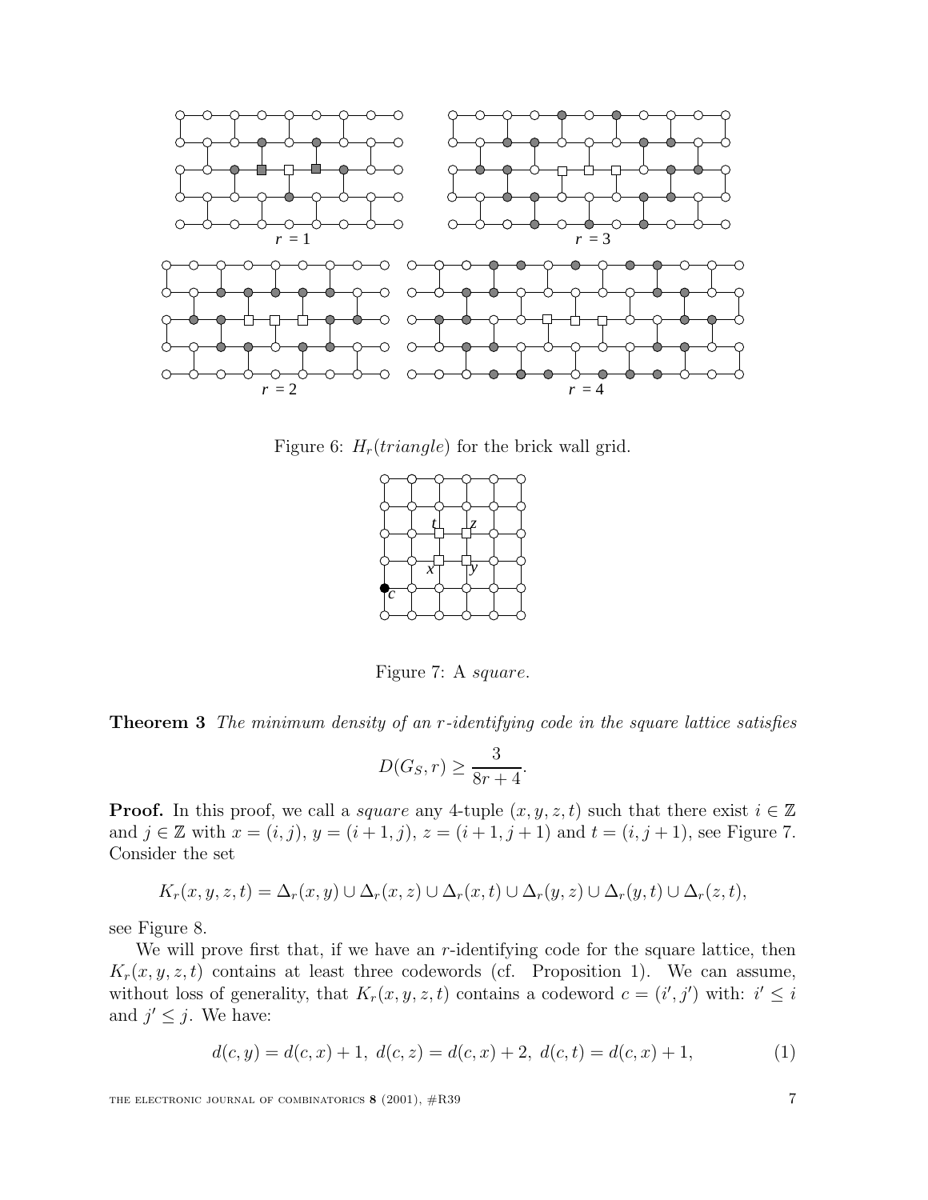Figure 6: $H_r(triangle)$ for the brick wall grid.

Figure 7: A *square*.

**Theorem 3** *The minimum density of an $r$-identifying code in the square lattice satisfies*

$$D(G_S, r) \geq \frac{3}{8r+4}.$$

**Proof.** In this proof, we call a *square* any 4-tuple $(x, y, z, t)$ such that there exist $i \in \mathbb{Z}$ and $j \in \mathbb{Z}$ with $x = (i, j)$, $y = (i+1, j)$, $z = (i+1, j+1)$ and $t = (i, j+1)$, see Figure 7. Consider the set

$$K_r(x, y, z, t) = \Delta_r(x, y) \cup \Delta_r(x, z) \cup \Delta_r(x, t) \cup \Delta_r(y, z) \cup \Delta_r(y, t) \cup \Delta_r(z, t),$$

see Figure 8.

We will prove first that, if we have an $r$-identifying code for the square lattice, then $K_r(x, y, z, t)$ contains at least three codewords (cf. Proposition 1). We can assume, without loss of generality, that $K_r(x, y, z, t)$ contains a codeword $c = (i', j')$ with: $i' \leq i$ and $j' \leq j$. We have:

$$d(c, y) = d(c, x) + 1,\ d(c, z) = d(c, x) + 2,\ d(c, t) = d(c, x) + 1, \tag{1}$$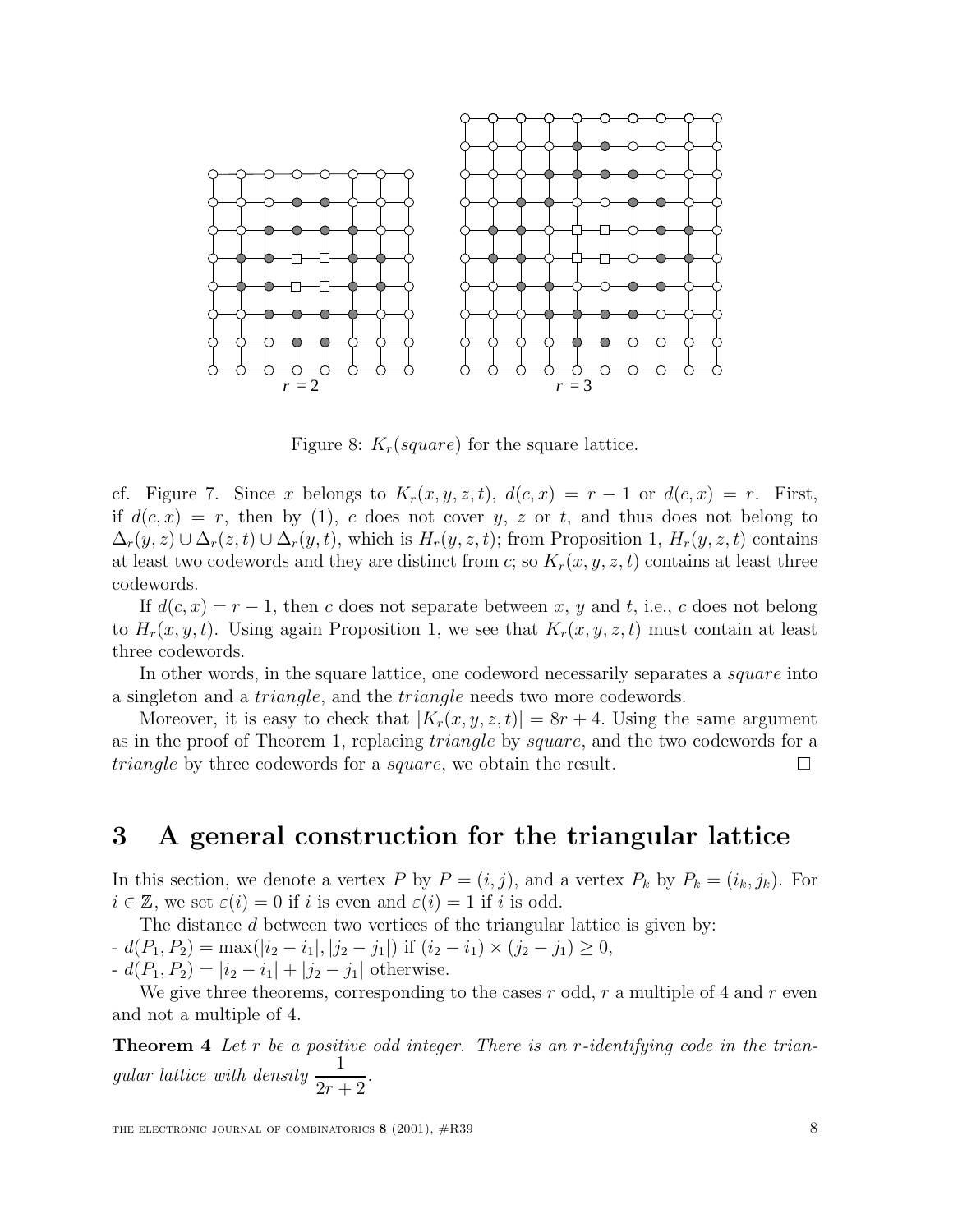Figure 8: $K_r(square)$ for the square lattice.

cf. Figure 7. Since $x$ belongs to $K_r(x, y, z, t)$, $d(c, x) = r - 1$ or $d(c, x) = r$. First, if $d(c, x) = r$, then by (1), $c$ does not cover $y$, $z$ or $t$, and thus does not belong to $\Delta_r(y, z) \cup \Delta_r(z, t) \cup \Delta_r(y, t)$, which is $H_r(y, z, t)$; from Proposition 1, $H_r(y, z, t)$ contains at least two codewords and they are distinct from $c$; so $K_r(x, y, z, t)$ contains at least three codewords.

If $d(c, x) = r - 1$, then $c$ does not separate between $x$, $y$ and $t$, i.e., $c$ does not belong to $H_r(x, y, t)$. Using again Proposition 1, we see that $K_r(x, y, z, t)$ must contain at least three codewords.

In other words, in the square lattice, one codeword necessarily separates a *square* into a singleton and a *triangle*, and the *triangle* needs two more codewords.

Moreover, it is easy to check that $|K_r(x, y, z, t)| = 8r + 4$. Using the same argument as in the proof of Theorem 1, replacing *triangle* by *square*, and the two codewords for a *triangle* by three codewords for a *square*, we obtain the result. □

# 3 A general construction for the triangular lattice

In this section, we denote a vertex $P$ by $P = (i, j)$, and a vertex $P_k$ by $P_k = (i_k, j_k)$. For $i \in \mathbb{Z}$, we set $\varepsilon(i) = 0$ if $i$ is even and $\varepsilon(i) = 1$ if $i$ is odd.

The distance $d$ between two vertices of the triangular lattice is given by:

- $d(P_1, P_2) = \max(|i_2 - i_1|, |j_2 - j_1|)$ if $(i_2 - i_1) \times (j_2 - j_1) \geq 0$,
- $d(P_1, P_2) = |i_2 - i_1| + |j_2 - j_1|$ otherwise.

We give three theorems, corresponding to the cases $r$ odd, $r$ a multiple of 4 and $r$ even and not a multiple of 4.

**Theorem 4** *Let $r$ be a positive odd integer. There is an $r$-identifying code in the triangular lattice with density* $\dfrac{1}{2r+2}$.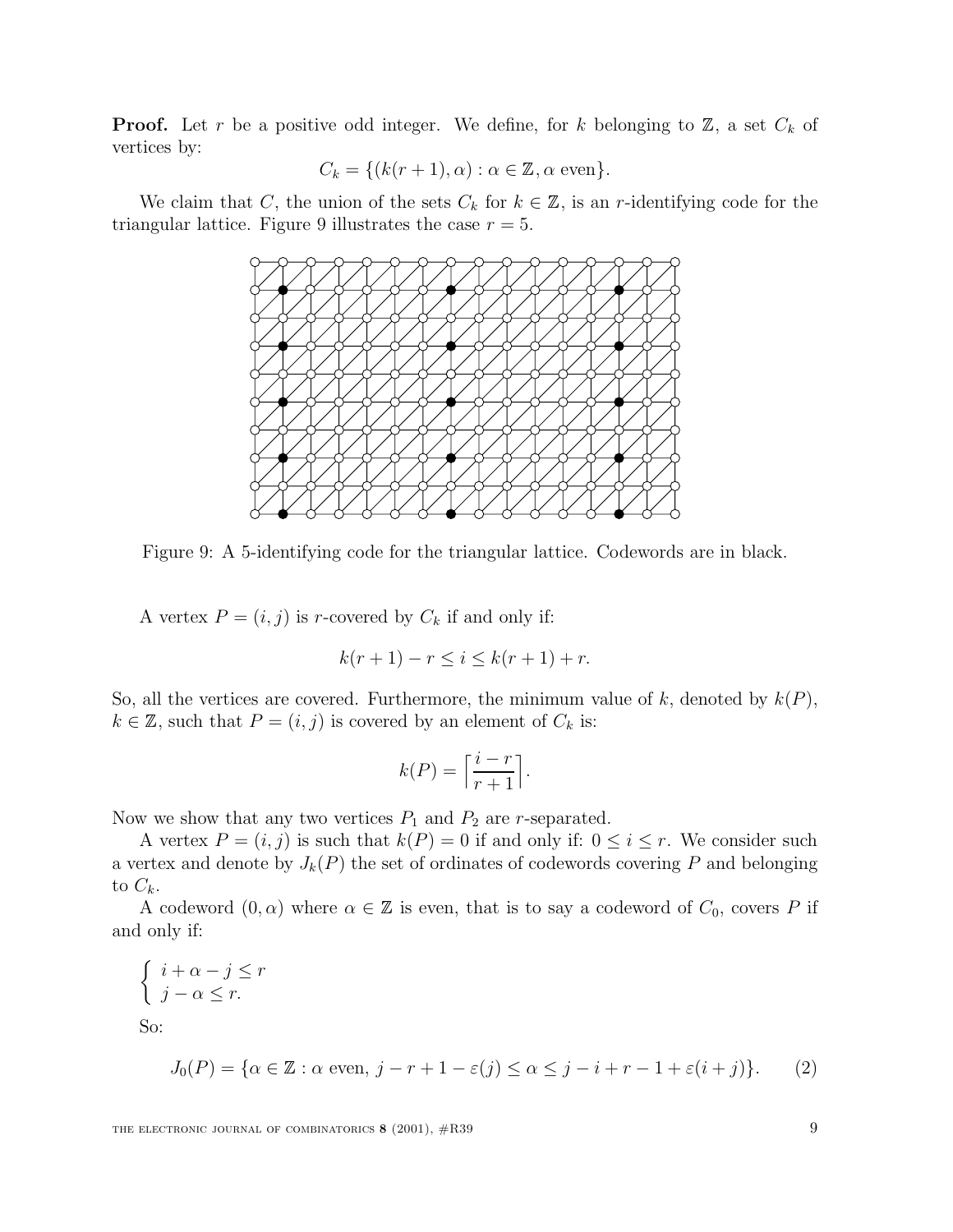**Proof.** Let $r$ be a positive odd integer. We define, for $k$ belonging to $\mathbb{Z}$, a set $C_k$ of vertices by:

$$C_k = \{(k(r+1), \alpha) : \alpha \in \mathbb{Z}, \alpha \text{ even}\}.$$

We claim that $C$, the union of the sets $C_k$ for $k \in \mathbb{Z}$, is an $r$-identifying code for the triangular lattice. Figure 9 illustrates the case $r = 5$.

Figure 9: A 5-identifying code for the triangular lattice. Codewords are in black.

A vertex $P = (i, j)$ is $r$-covered by $C_k$ if and only if:

$$k(r+1) - r \leq i \leq k(r+1) + r.$$

So, all the vertices are covered. Furthermore, the minimum value of $k$, denoted by $k(P)$, $k \in \mathbb{Z}$, such that $P = (i, j)$ is covered by an element of $C_k$ is:

$$k(P) = \left\lceil \frac{i - r}{r + 1} \right\rceil.$$

Now we show that any two vertices $P_1$ and $P_2$ are $r$-separated.

A vertex $P = (i, j)$ is such that $k(P) = 0$ if and only if: $0 \leq i \leq r$. We consider such a vertex and denote by $J_k(P)$ the set of ordinates of codewords covering $P$ and belonging to $C_k$.

A codeword $(0, \alpha)$ where $\alpha \in \mathbb{Z}$ is even, that is to say a codeword of $C_0$, covers $P$ if and only if:

$$\begin{cases} i + \alpha - j \leq r \\ j - \alpha \leq r. \end{cases}$$

So:

$$J_0(P) = \{\alpha \in \mathbb{Z} : \alpha \text{ even}, \; j - r + 1 - \varepsilon(j) \leq \alpha \leq j - i + r - 1 + \varepsilon(i + j)\}. \qquad (2)$$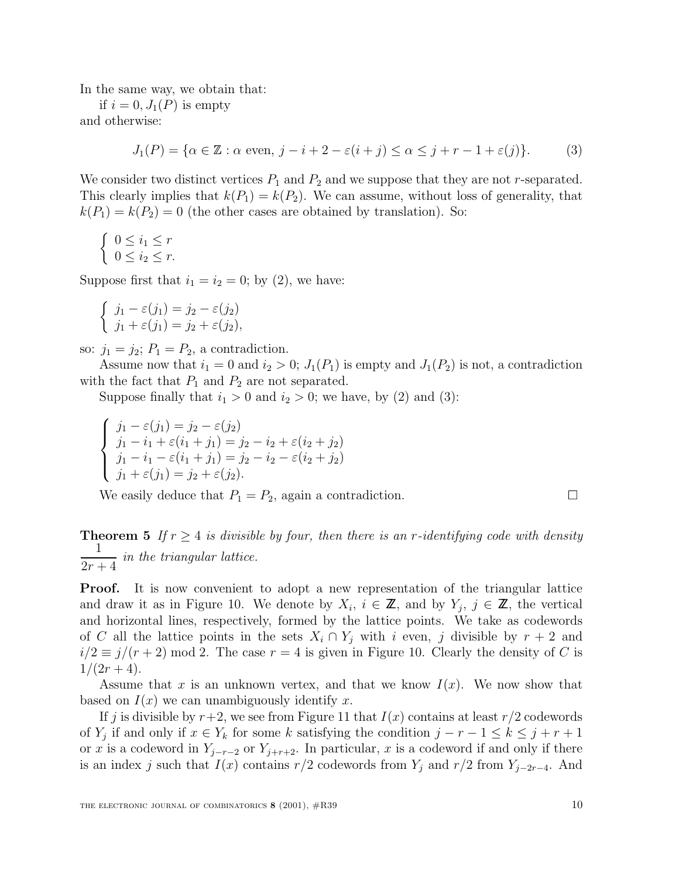In the same way, we obtain that:

if $i = 0$, $J_1(P)$ is empty

and otherwise:

$$J_1(P) = \{\alpha \in \mathbb{Z} : \alpha \text{ even}, \; j - i + 2 - \varepsilon(i + j) \leq \alpha \leq j + r - 1 + \varepsilon(j)\}. \tag{3}$$

We consider two distinct vertices $P_1$ and $P_2$ and we suppose that they are not $r$-separated. This clearly implies that $k(P_1) = k(P_2)$. We can assume, without loss of generality, that $k(P_1) = k(P_2) = 0$ (the other cases are obtained by translation). So:

$$\begin{cases} 0 \leq i_1 \leq r \\ 0 \leq i_2 \leq r. \end{cases}$$

Suppose first that $i_1 = i_2 = 0$; by (2), we have:

$$\begin{cases} j_1 - \varepsilon(j_1) = j_2 - \varepsilon(j_2) \\ j_1 + \varepsilon(j_1) = j_2 + \varepsilon(j_2), \end{cases}$$

so: $j_1 = j_2$; $P_1 = P_2$, a contradiction.

Assume now that $i_1 = 0$ and $i_2 > 0$; $J_1(P_1)$ is empty and $J_1(P_2)$ is not, a contradiction with the fact that $P_1$ and $P_2$ are not separated.

Suppose finally that $i_1 > 0$ and $i_2 > 0$; we have, by (2) and (3):

$$\begin{cases} j_1 - \varepsilon(j_1) = j_2 - \varepsilon(j_2) \\ j_1 - i_1 + \varepsilon(i_1 + j_1) = j_2 - i_2 + \varepsilon(i_2 + j_2) \\ j_1 - i_1 - \varepsilon(i_1 + j_1) = j_2 - i_2 - \varepsilon(i_2 + j_2) \\ j_1 + \varepsilon(j_1) = j_2 + \varepsilon(j_2). \end{cases}$$

We easily deduce that $P_1 = P_2$, again a contradiction. $\square$

**Theorem 5** *If $r \geq 4$ is divisible by four, then there is an $r$-identifying code with density $\dfrac{1}{2r+4}$ in the triangular lattice.*

**Proof.** It is now convenient to adopt a new representation of the triangular lattice and draw it as in Figure 10. We denote by $X_i$, $i \in \mathbb{Z}$, and by $Y_j$, $j \in \mathbb{Z}$, the vertical and horizontal lines, respectively, formed by the lattice points. We take as codewords of $C$ all the lattice points in the sets $X_i \cap Y_j$ with $i$ even, $j$ divisible by $r + 2$ and $i/2 \equiv j/(r + 2) \bmod 2$. The case $r = 4$ is given in Figure 10. Clearly the density of $C$ is $1/(2r + 4)$.

Assume that $x$ is an unknown vertex, and that we know $I(x)$. We now show that based on $I(x)$ we can unambiguously identify $x$.

If $j$ is divisible by $r+2$, we see from Figure 11 that $I(x)$ contains at least $r/2$ codewords of $Y_j$ if and only if $x \in Y_k$ for some $k$ satisfying the condition $j - r - 1 \leq k \leq j + r + 1$ or $x$ is a codeword in $Y_{j-r-2}$ or $Y_{j+r+2}$. In particular, $x$ is a codeword if and only if there is an index $j$ such that $I(x)$ contains $r/2$ codewords from $Y_j$ and $r/2$ from $Y_{j-2r-4}$. And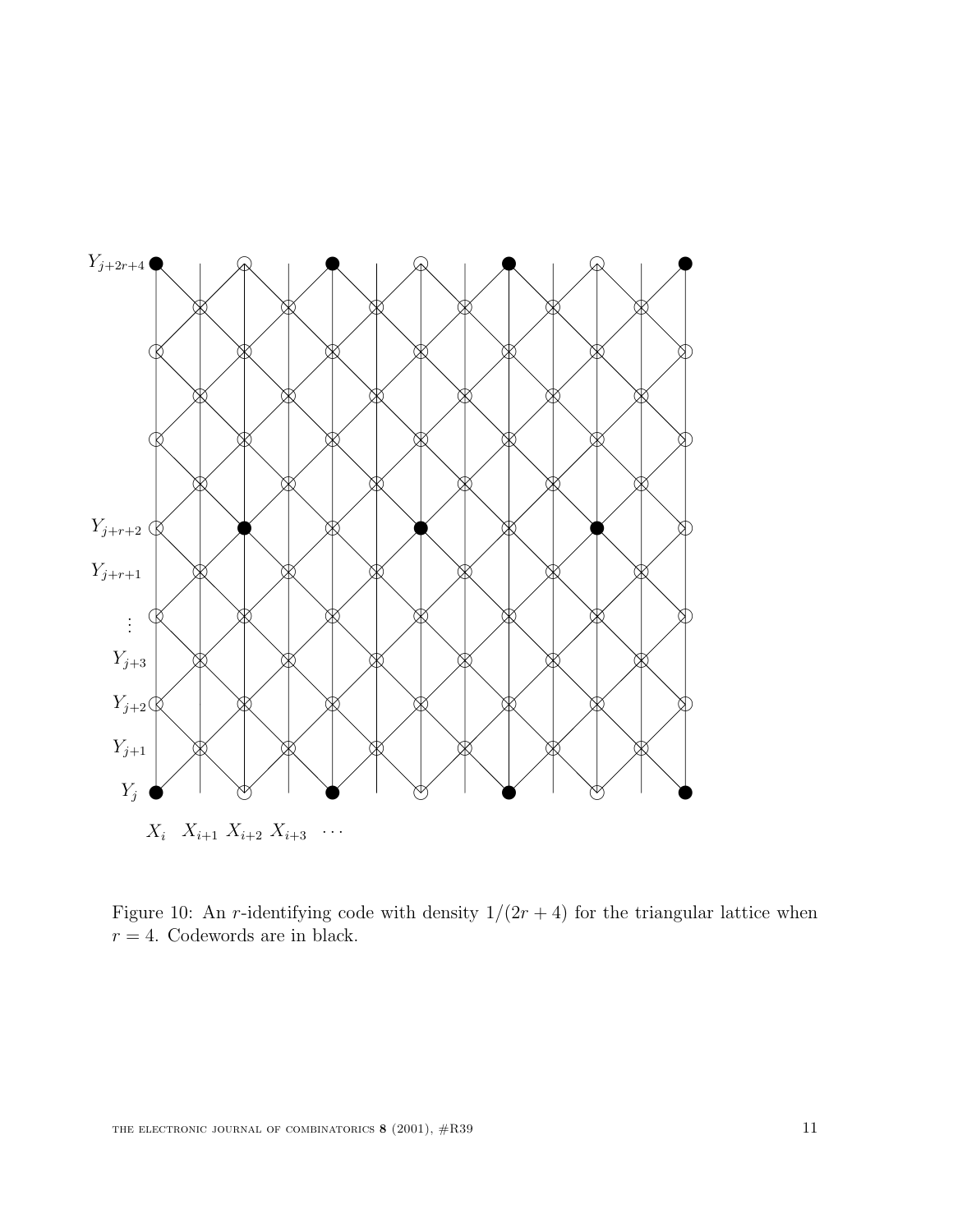Figure 10: An $r$-identifying code with density $1/(2r + 4)$ for the triangular lattice when $r = 4$. Codewords are in black.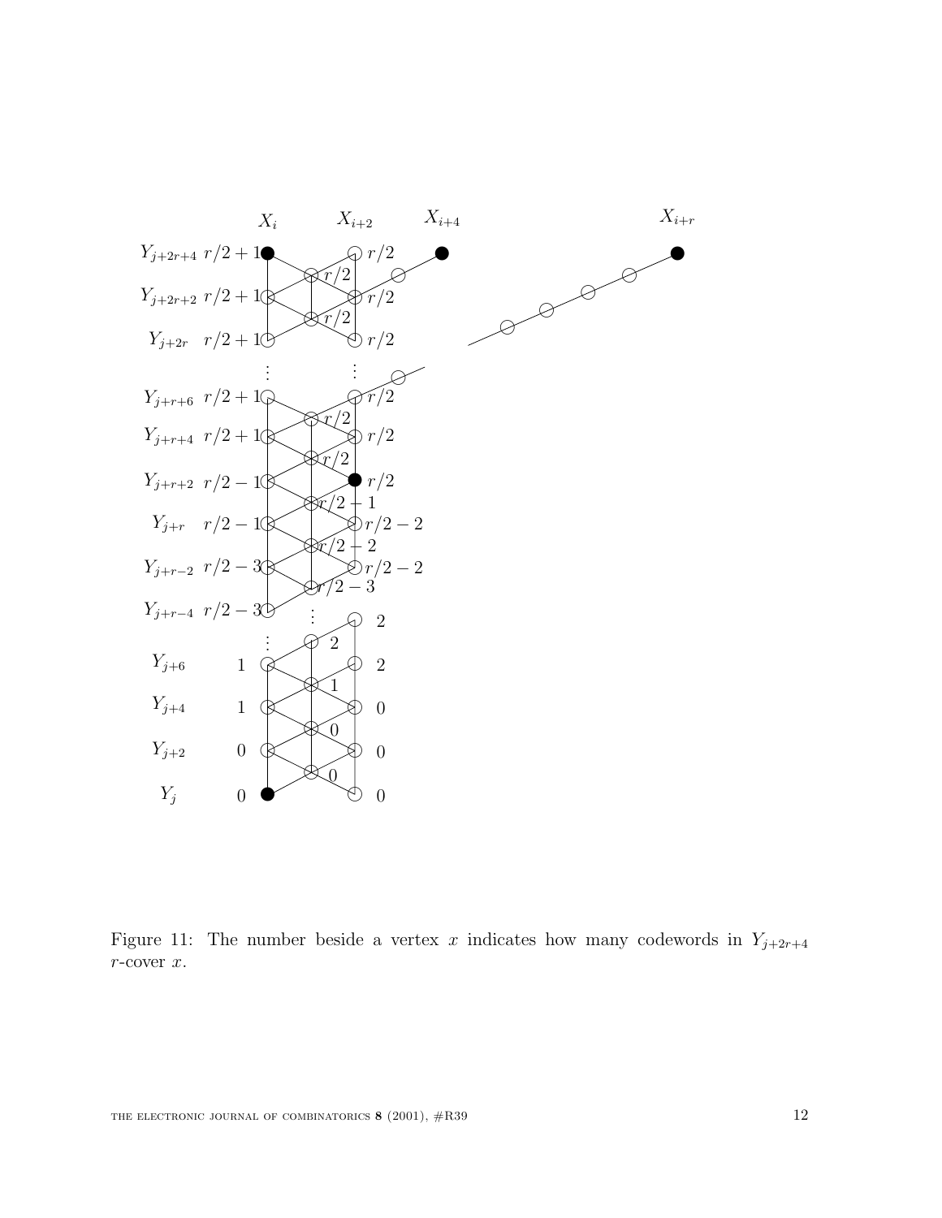Figure 11: The number beside a vertex $x$ indicates how many codewords in $Y_{j+2r+4}$ $r$-cover $x$.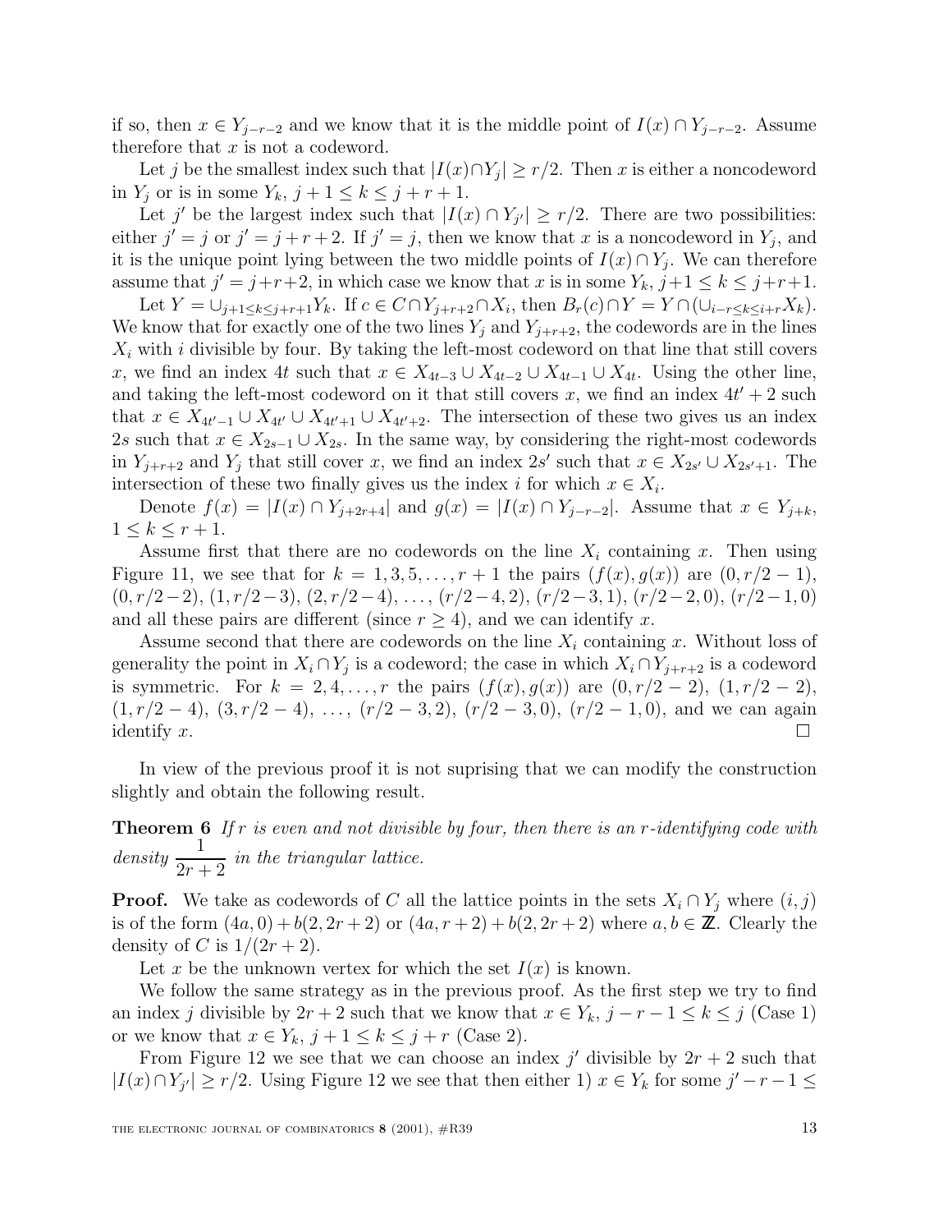if so, then $x \in Y_{j-r-2}$ and we know that it is the middle point of $I(x) \cap Y_{j-r-2}$. Assume therefore that $x$ is not a codeword.

Let $j$ be the smallest index such that $|I(x)\cap Y_j| \geq r/2$. Then $x$ is either a noncodeword in $Y_j$ or is in some $Y_k$, $j+1 \leq k \leq j+r+1$.

Let $j'$ be the largest index such that $|I(x) \cap Y_{j'}| \geq r/2$. There are two possibilities: either $j' = j$ or $j' = j+r+2$. If $j' = j$, then we know that $x$ is a noncodeword in $Y_j$, and it is the unique point lying between the two middle points of $I(x) \cap Y_j$. We can therefore assume that $j' = j+r+2$, in which case we know that $x$ is in some $Y_k$, $j+1 \leq k \leq j+r+1$.

Let $Y = \cup_{j+1\leq k\leq j+r+1} Y_k$. If $c \in C \cap Y_{j+r+2} \cap X_i$, then $B_r(c) \cap Y = Y \cap (\cup_{i-r\leq k\leq i+r} X_k)$. We know that for exactly one of the two lines $Y_j$ and $Y_{j+r+2}$, the codewords are in the lines $X_i$ with $i$ divisible by four. By taking the left-most codeword on that line that still covers $x$, we find an index $4t$ such that $x \in X_{4t-3} \cup X_{4t-2} \cup X_{4t-1} \cup X_{4t}$. Using the other line, and taking the left-most codeword on it that still covers $x$, we find an index $4t'+2$ such that $x \in X_{4t'-1} \cup X_{4t'} \cup X_{4t'+1} \cup X_{4t'+2}$. The intersection of these two gives us an index $2s$ such that $x \in X_{2s-1} \cup X_{2s}$. In the same way, by considering the right-most codewords in $Y_{j+r+2}$ and $Y_j$ that still cover $x$, we find an index $2s'$ such that $x \in X_{2s'} \cup X_{2s'+1}$. The intersection of these two finally gives us the index $i$ for which $x \in X_i$.

Denote $f(x) = |I(x) \cap Y_{j+2r+4}|$ and $g(x) = |I(x) \cap Y_{j-r-2}|$. Assume that $x \in Y_{j+k}$, $1 \leq k \leq r+1$.

Assume first that there are no codewords on the line $X_i$ containing $x$. Then using Figure 11, we see that for $k = 1, 3, 5, \ldots, r+1$ the pairs $(f(x), g(x))$ are $(0, r/2-1)$, $(0, r/2-2)$, $(1, r/2-3)$, $(2, r/2-4)$, $\ldots$, $(r/2-4, 2)$, $(r/2-3, 1)$, $(r/2-2, 0)$, $(r/2-1, 0)$ and all these pairs are different (since $r \geq 4$), and we can identify $x$.

Assume second that there are codewords on the line $X_i$ containing $x$. Without loss of generality the point in $X_i \cap Y_j$ is a codeword; the case in which $X_i \cap Y_{j+r+2}$ is a codeword is symmetric. For $k = 2, 4, \ldots, r$ the pairs $(f(x), g(x))$ are $(0, r/2-2)$, $(1, r/2-2)$, $(1, r/2-4)$, $(3, r/2-4)$, $\ldots$, $(r/2-3, 2)$, $(r/2-3, 0)$, $(r/2-1, 0)$, and we can again identify $x$. □

In view of the previous proof it is not suprising that we can modify the construction slightly and obtain the following result.

**Theorem 6** *If $r$ is even and not divisible by four, then there is an $r$-identifying code with density $\dfrac{1}{2r+2}$ in the triangular lattice.*

**Proof.** We take as codewords of $C$ all the lattice points in the sets $X_i \cap Y_j$ where $(i, j)$ is of the form $(4a, 0) + b(2, 2r+2)$ or $(4a, r+2) + b(2, 2r+2)$ where $a, b \in \mathbb{Z}$. Clearly the density of $C$ is $1/(2r+2)$.

Let $x$ be the unknown vertex for which the set $I(x)$ is known.

We follow the same strategy as in the previous proof. As the first step we try to find an index $j$ divisible by $2r+2$ such that we know that $x \in Y_k$, $j-r-1 \leq k \leq j$ (Case 1) or we know that $x \in Y_k$, $j+1 \leq k \leq j+r$ (Case 2).

From Figure 12 we see that we can choose an index $j'$ divisible by $2r+2$ such that $|I(x) \cap Y_{j'}| \geq r/2$. Using Figure 12 we see that then either 1) $x \in Y_k$ for some $j'-r-1 \leq$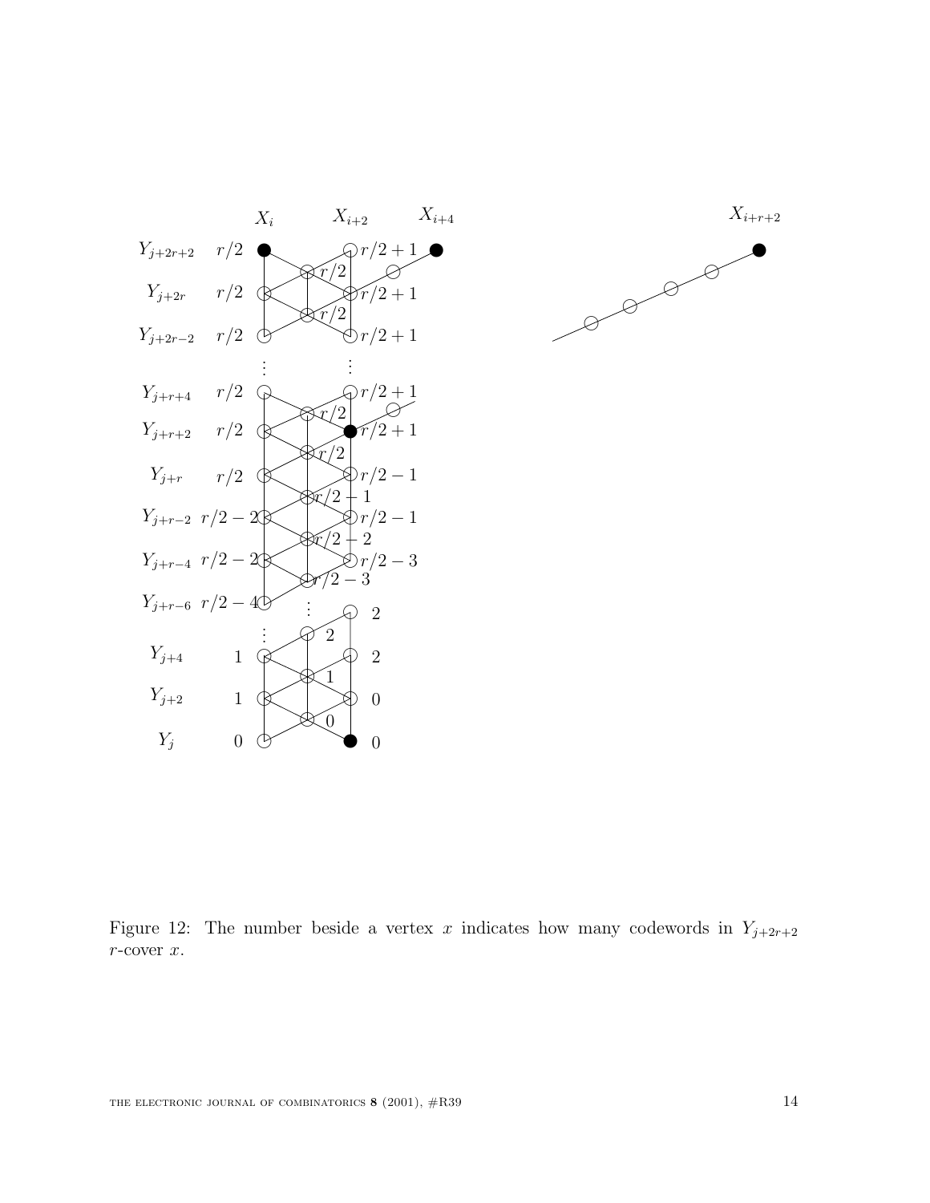Figure 12: The number beside a vertex $x$ indicates how many codewords in $Y_{j+2r+2}$ $r$-cover $x$.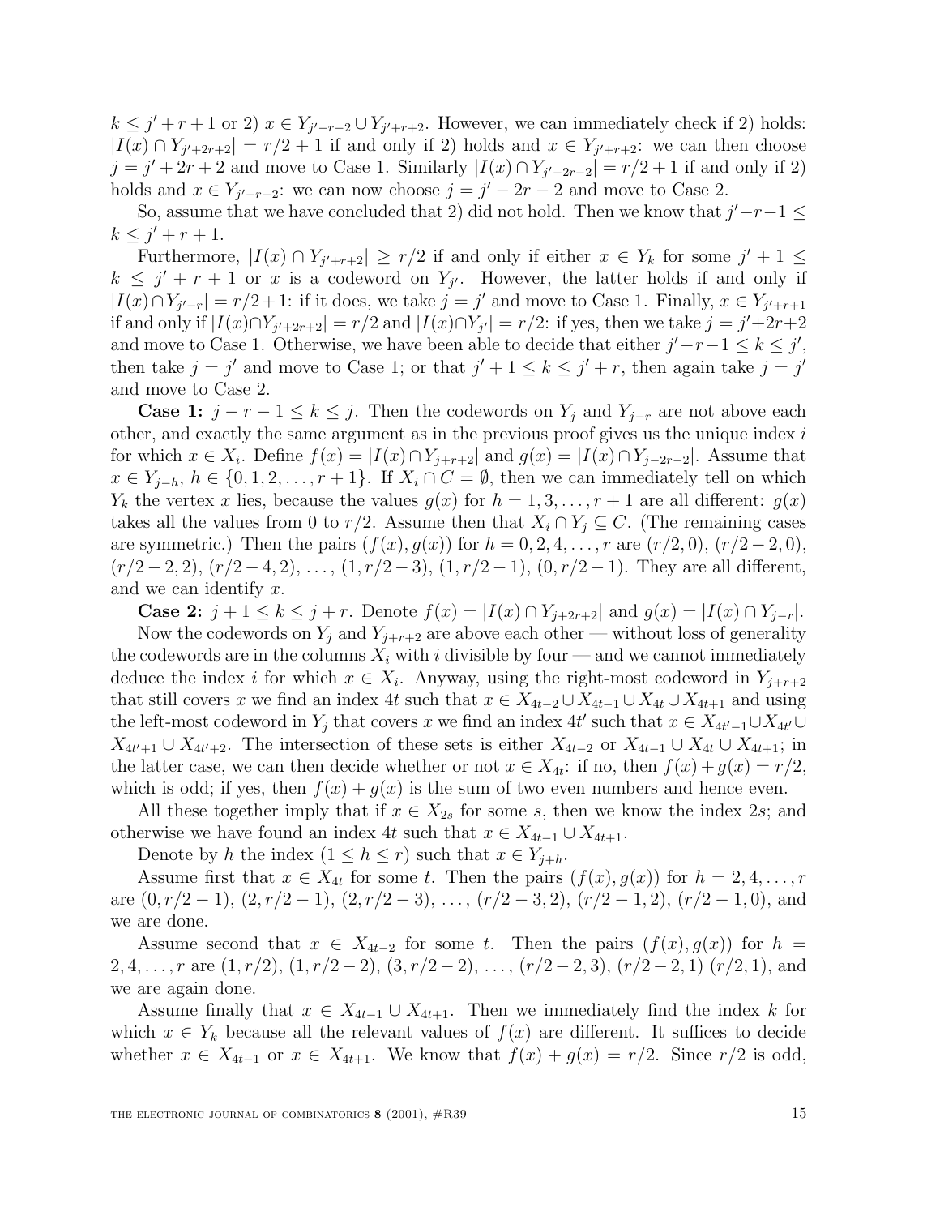$k \leq j' + r + 1$ or 2) $x \in Y_{j'-r-2} \cup Y_{j'+r+2}$. However, we can immediately check if 2) holds: $|I(x) \cap Y_{j'+2r+2}| = r/2 + 1$ if and only if 2) holds and $x \in Y_{j'+r+2}$: we can then choose $j = j' + 2r + 2$ and move to Case 1. Similarly $|I(x) \cap Y_{j'-2r-2}| = r/2 + 1$ if and only if 2) holds and $x \in Y_{j'-r-2}$: we can now choose $j = j' - 2r - 2$ and move to Case 2.

So, assume that we have concluded that 2) did not hold. Then we know that $j' - r - 1 \leq k \leq j' + r + 1$.

Furthermore, $|I(x) \cap Y_{j'+r+2}| \geq r/2$ if and only if either $x \in Y_k$ for some $j' + 1 \leq k \leq j' + r + 1$ or $x$ is a codeword on $Y_{j'}$. However, the latter holds if and only if $|I(x) \cap Y_{j'-r}| = r/2 + 1$: if it does, we take $j = j'$ and move to Case 1. Finally, $x \in Y_{j'+r+1}$ if and only if $|I(x) \cap Y_{j'+2r+2}| = r/2$ and $|I(x) \cap Y_{j'}| = r/2$: if yes, then we take $j = j' + 2r + 2$ and move to Case 1. Otherwise, we have been able to decide that either $j' - r - 1 \leq k \leq j'$, then take $j = j'$ and move to Case 1; or that $j' + 1 \leq k \leq j' + r$, then again take $j = j'$ and move to Case 2.

**Case 1:** $j - r - 1 \leq k \leq j$. Then the codewords on $Y_j$ and $Y_{j-r}$ are not above each other, and exactly the same argument as in the previous proof gives us the unique index $i$ for which $x \in X_i$. Define $f(x) = |I(x) \cap Y_{j+r+2}|$ and $g(x) = |I(x) \cap Y_{j-2r-2}|$. Assume that $x \in Y_{j-h}$, $h \in \{0, 1, 2, \ldots, r+1\}$. If $X_i \cap C = \emptyset$, then we can immediately tell on which $Y_k$ the vertex $x$ lies, because the values $g(x)$ for $h = 1, 3, \ldots, r+1$ are all different: $g(x)$ takes all the values from 0 to $r/2$. Assume then that $X_i \cap Y_j \subseteq C$. (The remaining cases are symmetric.) Then the pairs $(f(x), g(x))$ for $h = 0, 2, 4, \ldots, r$ are $(r/2, 0)$, $(r/2 - 2, 0)$, $(r/2 - 2, 2)$, $(r/2 - 4, 2)$, $\ldots$, $(1, r/2 - 3)$, $(1, r/2 - 1)$, $(0, r/2 - 1)$. They are all different, and we can identify $x$.

**Case 2:** $j + 1 \leq k \leq j + r$. Denote $f(x) = |I(x) \cap Y_{j+2r+2}|$ and $g(x) = |I(x) \cap Y_{j-r}|$.

Now the codewords on $Y_j$ and $Y_{j+r+2}$ are above each other — without loss of generality the codewords are in the columns $X_i$ with $i$ divisible by four — and we cannot immediately deduce the index $i$ for which $x \in X_i$. Anyway, using the right-most codeword in $Y_{j+r+2}$ that still covers $x$ we find an index $4t$ such that $x \in X_{4t-2} \cup X_{4t-1} \cup X_{4t} \cup X_{4t+1}$ and using the left-most codeword in $Y_j$ that covers $x$ we find an index $4t'$ such that $x \in X_{4t'-1} \cup X_{4t'} \cup X_{4t'+1} \cup X_{4t'+2}$. The intersection of these sets is either $X_{4t-2}$ or $X_{4t-1} \cup X_{4t} \cup X_{4t+1}$; in the latter case, we can then decide whether or not $x \in X_{4t}$: if no, then $f(x) + g(x) = r/2$, which is odd; if yes, then $f(x) + g(x)$ is the sum of two even numbers and hence even.

All these together imply that if $x \in X_{2s}$ for some $s$, then we know the index $2s$; and otherwise we have found an index $4t$ such that $x \in X_{4t-1} \cup X_{4t+1}$.

Denote by $h$ the index $(1 \leq h \leq r)$ such that $x \in Y_{j+h}$.

Assume first that $x \in X_{4t}$ for some $t$. Then the pairs $(f(x), g(x))$ for $h = 2, 4, \ldots, r$ are $(0, r/2 - 1)$, $(2, r/2 - 1)$, $(2, r/2 - 3)$, $\ldots$, $(r/2 - 3, 2)$, $(r/2 - 1, 2)$, $(r/2 - 1, 0)$, and we are done.

Assume second that $x \in X_{4t-2}$ for some $t$. Then the pairs $(f(x), g(x))$ for $h = 2, 4, \ldots, r$ are $(1, r/2)$, $(1, r/2 - 2)$, $(3, r/2 - 2)$, $\ldots$, $(r/2 - 2, 3)$, $(r/2 - 2, 1)$ $(r/2, 1)$, and we are again done.

Assume finally that $x \in X_{4t-1} \cup X_{4t+1}$. Then we immediately find the index $k$ for which $x \in Y_k$ because all the relevant values of $f(x)$ are different. It suffices to decide whether $x \in X_{4t-1}$ or $x \in X_{4t+1}$. We know that $f(x) + g(x) = r/2$. Since $r/2$ is odd,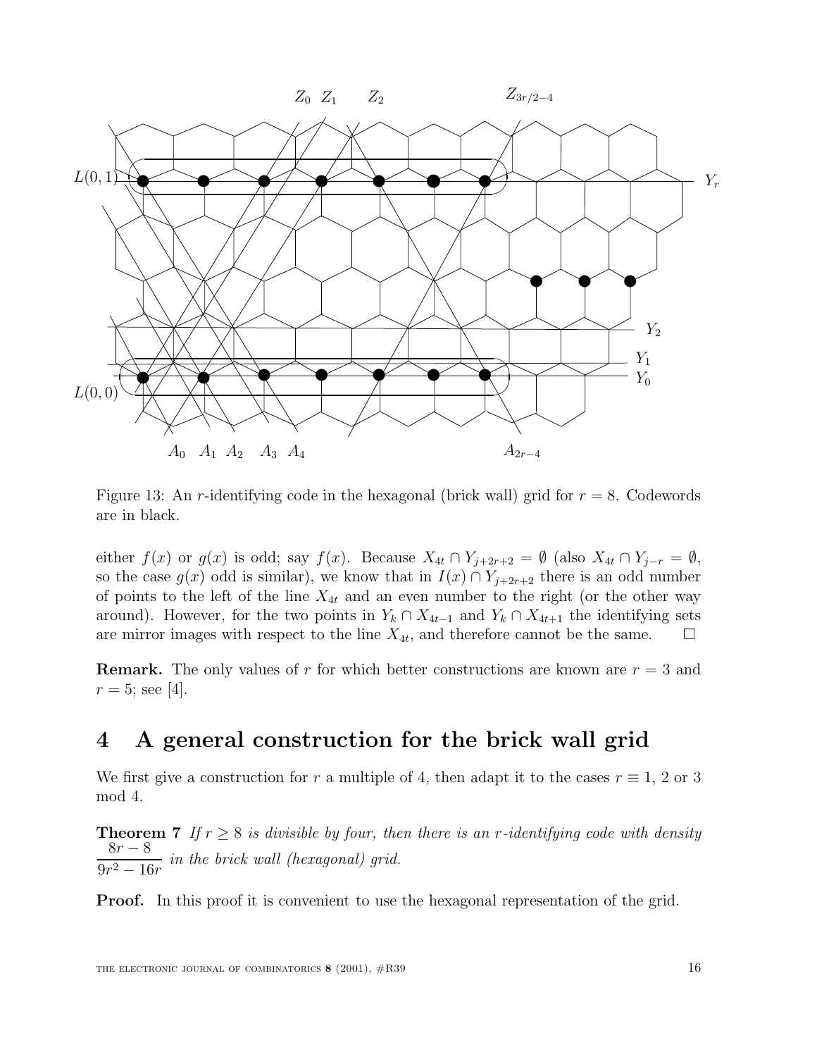Figure 13: An $r$-identifying code in the hexagonal (brick wall) grid for $r = 8$. Codewords are in black.

either $f(x)$ or $g(x)$ is odd; say $f(x)$. Because $X_{4t} \cap Y_{j+2r+2} = \emptyset$ (also $X_{4t} \cap Y_{j-r} = \emptyset$, so the case $g(x)$ odd is similar), we know that in $I(x) \cap Y_{j+2r+2}$ there is an odd number of points to the left of the line $X_{4t}$ and an even number to the right (or the other way around). However, for the two points in $Y_k \cap X_{4t-1}$ and $Y_k \cap X_{4t+1}$ the identifying sets are mirror images with respect to the line $X_{4t}$, and therefore cannot be the same. $\square$

**Remark.** The only values of $r$ for which better constructions are known are $r = 3$ and $r = 5$; see [4].

## 4 A general construction for the brick wall grid

We first give a construction for $r$ a multiple of 4, then adapt it to the cases $r \equiv 1$, 2 or 3 mod 4.

**Theorem 7** *If $r \geq 8$ is divisible by four, then there is an $r$-identifying code with density $\dfrac{8r-8}{9r^2-16r}$ in the brick wall (hexagonal) grid.*

**Proof.** In this proof it is convenient to use the hexagonal representation of the grid.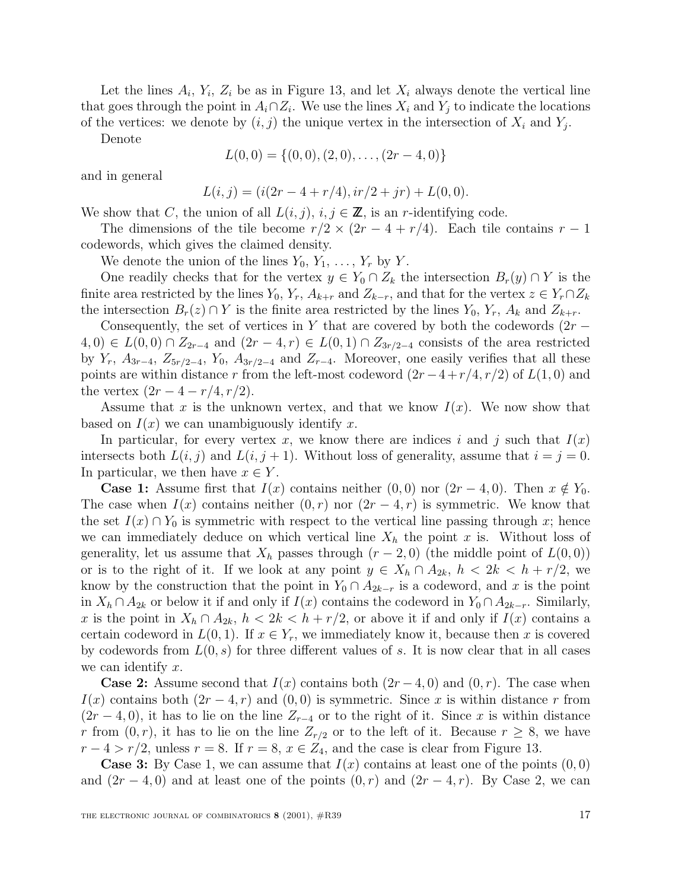Let the lines $A_i$, $Y_i$, $Z_i$ be as in Figure 13, and let $X_i$ always denote the vertical line that goes through the point in $A_i \cap Z_i$. We use the lines $X_i$ and $Y_j$ to indicate the locations of the vertices: we denote by $(i, j)$ the unique vertex in the intersection of $X_i$ and $Y_j$.

Denote

$$L(0,0) = \{(0,0), (2,0), \ldots, (2r-4, 0)\}$$

and in general

$$L(i,j) = (i(2r-4+r/4), ir/2 + jr) + L(0,0).$$

We show that $C$, the union of all $L(i,j)$, $i, j \in \mathbb{Z}$, is an $r$-identifying code.

The dimensions of the tile become $r/2 \times (2r-4+r/4)$. Each tile contains $r-1$ codewords, which gives the claimed density.

We denote the union of the lines $Y_0, Y_1, \ldots, Y_r$ by $Y$.

One readily checks that for the vertex $y \in Y_0 \cap Z_k$ the intersection $B_r(y) \cap Y$ is the finite area restricted by the lines $Y_0$, $Y_r$, $A_{k+r}$ and $Z_{k-r}$, and that for the vertex $z \in Y_r \cap Z_k$ the intersection $B_r(z) \cap Y$ is the finite area restricted by the lines $Y_0$, $Y_r$, $A_k$ and $Z_{k+r}$.

Consequently, the set of vertices in $Y$ that are covered by both the codewords $(2r-4, 0) \in L(0,0) \cap Z_{2r-4}$ and $(2r-4, r) \in L(0,1) \cap Z_{3r/2-4}$ consists of the area restricted by $Y_r$, $A_{3r-4}$, $Z_{5r/2-4}$, $Y_0$, $A_{3r/2-4}$ and $Z_{r-4}$. Moreover, one easily verifies that all these points are within distance $r$ from the left-most codeword $(2r-4+r/4, r/2)$ of $L(1,0)$ and the vertex $(2r-4-r/4, r/2)$.

Assume that $x$ is the unknown vertex, and that we know $I(x)$. We now show that based on $I(x)$ we can unambiguously identify $x$.

In particular, for every vertex $x$, we know there are indices $i$ and $j$ such that $I(x)$ intersects both $L(i,j)$ and $L(i, j+1)$. Without loss of generality, assume that $i = j = 0$. In particular, we then have $x \in Y$.

**Case 1:** Assume first that $I(x)$ contains neither $(0,0)$ nor $(2r-4, 0)$. Then $x \notin Y_0$. The case when $I(x)$ contains neither $(0, r)$ nor $(2r-4, r)$ is symmetric. We know that the set $I(x) \cap Y_0$ is symmetric with respect to the vertical line passing through $x$; hence we can immediately deduce on which vertical line $X_h$ the point $x$ is. Without loss of generality, let us assume that $X_h$ passes through $(r-2, 0)$ (the middle point of $L(0,0)$) or is to the right of it. If we look at any point $y \in X_h \cap A_{2k}$, $h < 2k < h + r/2$, we know by the construction that the point in $Y_0 \cap A_{2k-r}$ is a codeword, and $x$ is the point in $X_h \cap A_{2k}$ or below it if and only if $I(x)$ contains the codeword in $Y_0 \cap A_{2k-r}$. Similarly, $x$ is the point in $X_h \cap A_{2k}$, $h < 2k < h + r/2$, or above it if and only if $I(x)$ contains a certain codeword in $L(0,1)$. If $x \in Y_r$, we immediately know it, because then $x$ is covered by codewords from $L(0, s)$ for three different values of $s$. It is now clear that in all cases we can identify $x$.

**Case 2:** Assume second that $I(x)$ contains both $(2r-4, 0)$ and $(0, r)$. The case when $I(x)$ contains both $(2r-4, r)$ and $(0,0)$ is symmetric. Since $x$ is within distance $r$ from $(2r-4, 0)$, it has to lie on the line $Z_{r-4}$ or to the right of it. Since $x$ is within distance $r$ from $(0, r)$, it has to lie on the line $Z_{r/2}$ or to the left of it. Because $r \geq 8$, we have $r - 4 > r/2$, unless $r = 8$. If $r = 8$, $x \in Z_4$, and the case is clear from Figure 13.

**Case 3:** By Case 1, we can assume that $I(x)$ contains at least one of the points $(0,0)$ and $(2r-4, 0)$ and at least one of the points $(0, r)$ and $(2r-4, r)$. By Case 2, we can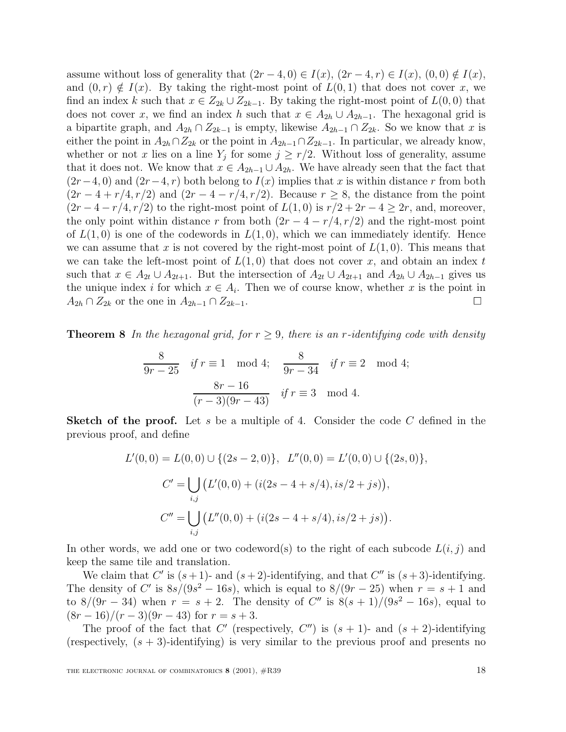assume without loss of generality that $(2r-4,0) \in I(x)$, $(2r-4,r) \in I(x)$, $(0,0) \notin I(x)$, and $(0,r) \notin I(x)$. By taking the right-most point of $L(0,1)$ that does not cover $x$, we find an index $k$ such that $x \in Z_{2k} \cup Z_{2k-1}$. By taking the right-most point of $L(0,0)$ that does not cover $x$, we find an index $h$ such that $x \in A_{2h} \cup A_{2h-1}$. The hexagonal grid is a bipartite graph, and $A_{2h} \cap Z_{2k-1}$ is empty, likewise $A_{2h-1} \cap Z_{2k}$. So we know that $x$ is either the point in $A_{2h} \cap Z_{2k}$ or the point in $A_{2h-1} \cap Z_{2k-1}$. In particular, we already know, whether or not $x$ lies on a line $Y_j$ for some $j \geq r/2$. Without loss of generality, assume that it does not. We know that $x \in A_{2h-1} \cup A_{2h}$. We have already seen that the fact that $(2r-4,0)$ and $(2r-4,r)$ both belong to $I(x)$ implies that $x$ is within distance $r$ from both $(2r-4+r/4, r/2)$ and $(2r-4-r/4, r/2)$. Because $r \geq 8$, the distance from the point $(2r-4-r/4, r/2)$ to the right-most point of $L(1,0)$ is $r/2+2r-4 \geq 2r$, and, moreover, the only point within distance $r$ from both $(2r-4-r/4, r/2)$ and the right-most point of $L(1,0)$ is one of the codewords in $L(1,0)$, which we can immediately identify. Hence we can assume that $x$ is not covered by the right-most point of $L(1,0)$. This means that we can take the left-most point of $L(1,0)$ that does not cover $x$, and obtain an index $t$ such that $x \in A_{2t} \cup A_{2t+1}$. But the intersection of $A_{2t} \cup A_{2t+1}$ and $A_{2h} \cup A_{2h-1}$ gives us the unique index $i$ for which $x \in A_i$. Then we of course know, whether $x$ is the point in $A_{2h} \cap Z_{2k}$ or the one in $A_{2h-1} \cap Z_{2k-1}$. □

**Theorem 8** *In the hexagonal grid, for $r \geq 9$, there is an $r$-identifying code with density*

$$\frac{8}{9r-25} \quad \text{if } r \equiv 1 \mod 4; \quad \frac{8}{9r-34} \quad \text{if } r \equiv 2 \mod 4;$$

$$\frac{8r-16}{(r-3)(9r-43)} \quad \text{if } r \equiv 3 \mod 4.$$

**Sketch of the proof.** Let $s$ be a multiple of 4. Consider the code $C$ defined in the previous proof, and define

$$L'(0,0) = L(0,0) \cup \{(2s-2,0)\}, \quad L''(0,0) = L'(0,0) \cup \{(2s,0)\},$$

$$C' = \bigcup_{i,j} \big(L'(0,0) + (i(2s-4+s/4), is/2+js)\big),$$

$$C'' = \bigcup_{i,j} \big(L''(0,0) + (i(2s-4+s/4), is/2+js)\big).$$

In other words, we add one or two codeword(s) to the right of each subcode $L(i,j)$ and keep the same tile and translation.

We claim that $C'$ is $(s+1)$- and $(s+2)$-identifying, and that $C''$ is $(s+3)$-identifying. The density of $C'$ is $8s/(9s^2-16s)$, which is equal to $8/(9r-25)$ when $r = s+1$ and to $8/(9r-34)$ when $r = s+2$. The density of $C''$ is $8(s+1)/(9s^2-16s)$, equal to $(8r-16)/(r-3)(9r-43)$ for $r = s+3$.

The proof of the fact that $C'$ (respectively, $C''$) is $(s+1)$- and $(s+2)$-identifying (respectively, $(s+3)$-identifying) is very similar to the previous proof and presents no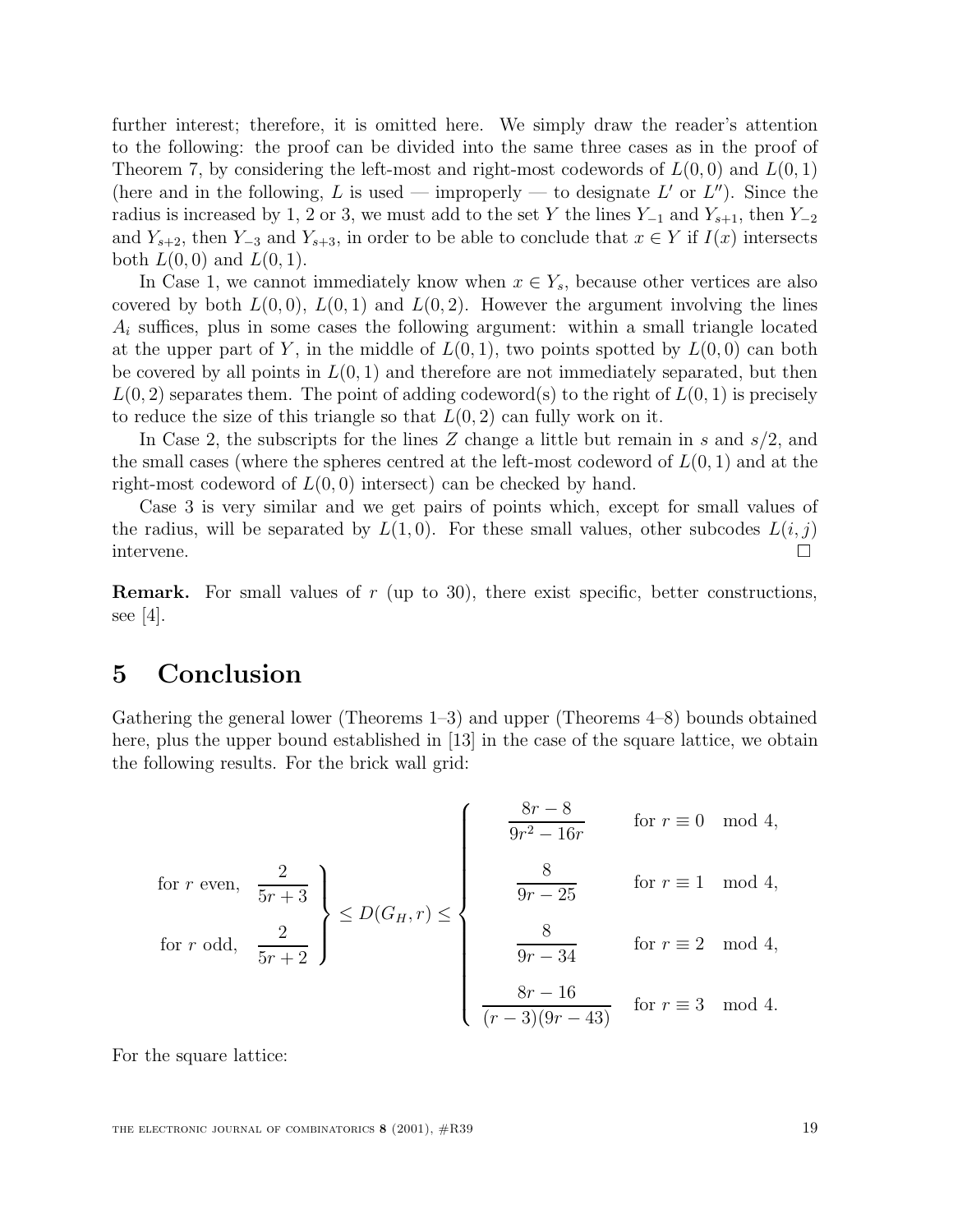further interest; therefore, it is omitted here. We simply draw the reader's attention to the following: the proof can be divided into the same three cases as in the proof of Theorem 7, by considering the left-most and right-most codewords of $L(0,0)$ and $L(0,1)$ (here and in the following, $L$ is used — improperly — to designate $L'$ or $L''$). Since the radius is increased by 1, 2 or 3, we must add to the set $Y$ the lines $Y_{-1}$ and $Y_{s+1}$, then $Y_{-2}$ and $Y_{s+2}$, then $Y_{-3}$ and $Y_{s+3}$, in order to be able to conclude that $x \in Y$ if $I(x)$ intersects both $L(0,0)$ and $L(0,1)$.

In Case 1, we cannot immediately know when $x \in Y_s$, because other vertices are also covered by both $L(0,0)$, $L(0,1)$ and $L(0,2)$. However the argument involving the lines $A_i$ suffices, plus in some cases the following argument: within a small triangle located at the upper part of $Y$, in the middle of $L(0,1)$, two points spotted by $L(0,0)$ can both be covered by all points in $L(0,1)$ and therefore are not immediately separated, but then $L(0,2)$ separates them. The point of adding codeword(s) to the right of $L(0,1)$ is precisely to reduce the size of this triangle so that $L(0,2)$ can fully work on it.

In Case 2, the subscripts for the lines $Z$ change a little but remain in $s$ and $s/2$, and the small cases (where the spheres centred at the left-most codeword of $L(0,1)$ and at the right-most codeword of $L(0,0)$ intersect) can be checked by hand.

Case 3 is very similar and we get pairs of points which, except for small values of the radius, will be separated by $L(1,0)$. For these small values, other subcodes $L(i,j)$ intervene. □

**Remark.** For small values of $r$ (up to 30), there exist specific, better constructions, see [4].

## 5 Conclusion

Gathering the general lower (Theorems 1–3) and upper (Theorems 4–8) bounds obtained here, plus the upper bound established in [13] in the case of the square lattice, we obtain the following results. For the brick wall grid:

$$
\left.\begin{array}{ll}
\text{for } r \text{ even,} & \dfrac{2}{5r+3} \\[2ex]
\text{for } r \text{ odd,} & \dfrac{2}{5r+2}
\end{array}\right\} \leq D(G_H, r) \leq
\left\{\begin{array}{ll}
\dfrac{8r-8}{9r^2-16r} & \text{for } r \equiv 0 \mod 4, \\[2ex]
\dfrac{8}{9r-25} & \text{for } r \equiv 1 \mod 4, \\[2ex]
\dfrac{8}{9r-34} & \text{for } r \equiv 2 \mod 4, \\[2ex]
\dfrac{8r-16}{(r-3)(9r-43)} & \text{for } r \equiv 3 \mod 4.
\end{array}\right.
$$

For the square lattice: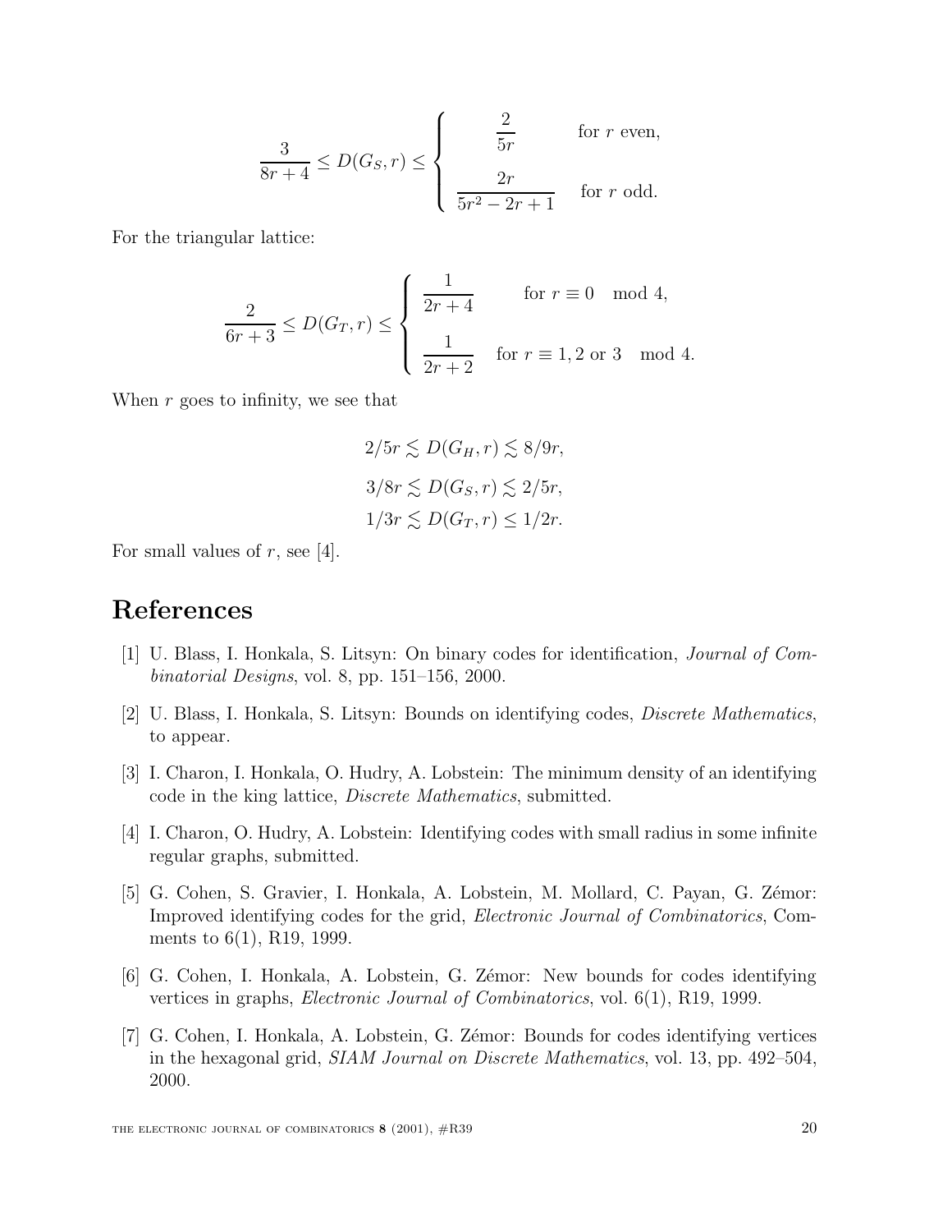$$\frac{3}{8r+4} \leq D(G_S, r) \leq \begin{cases} \dfrac{2}{5r} & \text{for } r \text{ even,} \\[2ex] \dfrac{2r}{5r^2 - 2r + 1} & \text{for } r \text{ odd.} \end{cases}$$

For the triangular lattice:

$$\frac{2}{6r+3} \leq D(G_T, r) \leq \begin{cases} \dfrac{1}{2r+4} & \text{for } r \equiv 0 \mod 4, \\[2ex] \dfrac{1}{2r+2} & \text{for } r \equiv 1, 2 \text{ or } 3 \mod 4. \end{cases}$$

When $r$ goes to infinity, we see that

$$2/5r \lesssim D(G_H, r) \lesssim 8/9r,$$

$$3/8r \lesssim D(G_S, r) \lesssim 2/5r,$$

$$1/3r \lesssim D(G_T, r) \leq 1/2r.$$

For small values of $r$, see [4].

# References

[1] U. Blass, I. Honkala, S. Litsyn: On binary codes for identification, *Journal of Combinatorial Designs*, vol. 8, pp. 151–156, 2000.

[2] U. Blass, I. Honkala, S. Litsyn: Bounds on identifying codes, *Discrete Mathematics*, to appear.

[3] I. Charon, I. Honkala, O. Hudry, A. Lobstein: The minimum density of an identifying code in the king lattice, *Discrete Mathematics*, submitted.

[4] I. Charon, O. Hudry, A. Lobstein: Identifying codes with small radius in some infinite regular graphs, submitted.

[5] G. Cohen, S. Gravier, I. Honkala, A. Lobstein, M. Mollard, C. Payan, G. Zémor: Improved identifying codes for the grid, *Electronic Journal of Combinatorics*, Comments to 6(1), R19, 1999.

[6] G. Cohen, I. Honkala, A. Lobstein, G. Zémor: New bounds for codes identifying vertices in graphs, *Electronic Journal of Combinatorics*, vol. 6(1), R19, 1999.

[7] G. Cohen, I. Honkala, A. Lobstein, G. Zémor: Bounds for codes identifying vertices in the hexagonal grid, *SIAM Journal on Discrete Mathematics*, vol. 13, pp. 492–504, 2000.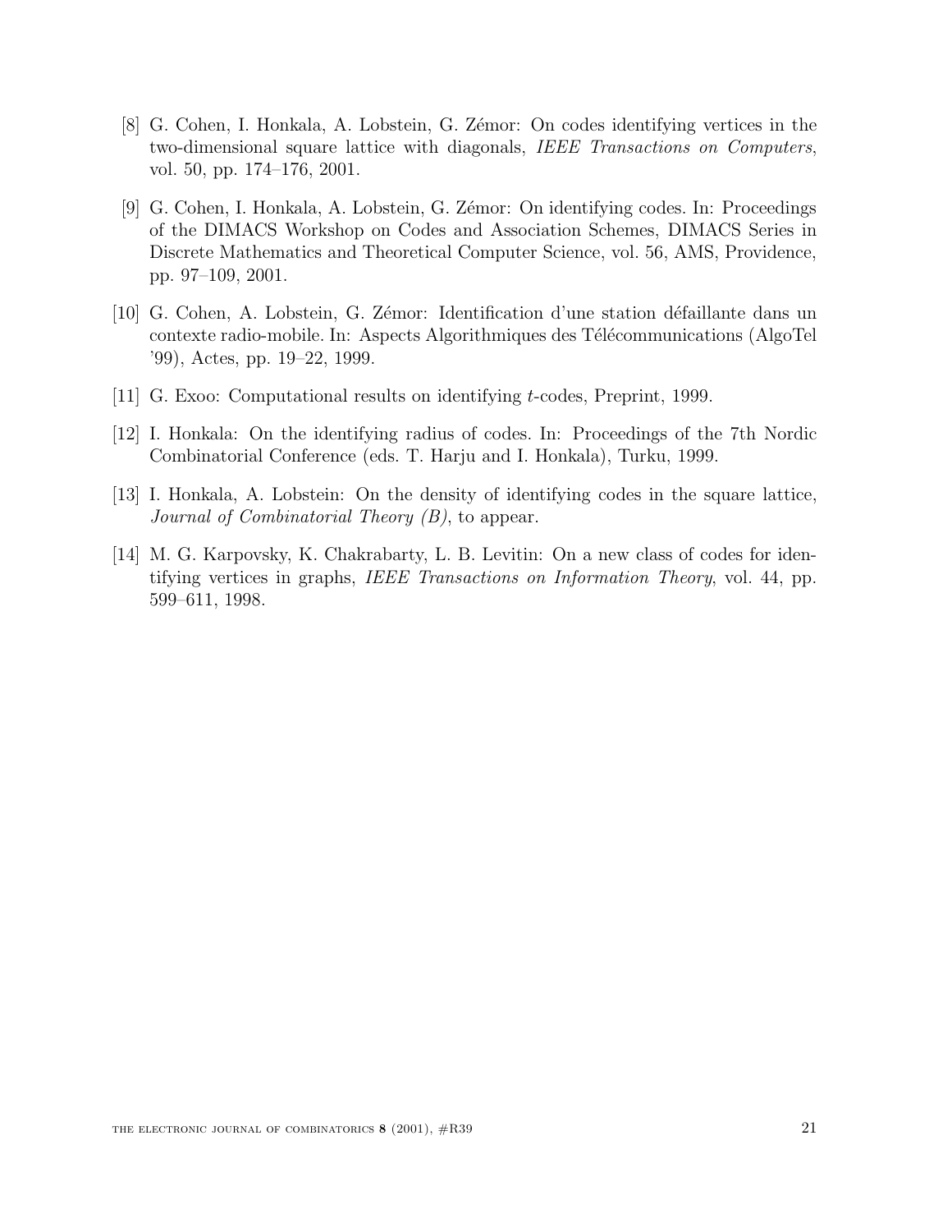[8] G. Cohen, I. Honkala, A. Lobstein, G. Zémor: On codes identifying vertices in the two-dimensional square lattice with diagonals, *IEEE Transactions on Computers*, vol. 50, pp. 174–176, 2001.

[9] G. Cohen, I. Honkala, A. Lobstein, G. Zémor: On identifying codes. In: Proceedings of the DIMACS Workshop on Codes and Association Schemes, DIMACS Series in Discrete Mathematics and Theoretical Computer Science, vol. 56, AMS, Providence, pp. 97–109, 2001.

[10] G. Cohen, A. Lobstein, G. Zémor: Identification d'une station défaillante dans un contexte radio-mobile. In: Aspects Algorithmiques des Télécommunications (AlgoTel '99), Actes, pp. 19–22, 1999.

[11] G. Exoo: Computational results on identifying $t$-codes, Preprint, 1999.

[12] I. Honkala: On the identifying radius of codes. In: Proceedings of the 7th Nordic Combinatorial Conference (eds. T. Harju and I. Honkala), Turku, 1999.

[13] I. Honkala, A. Lobstein: On the density of identifying codes in the square lattice, *Journal of Combinatorial Theory (B)*, to appear.

[14] M. G. Karpovsky, K. Chakrabarty, L. B. Levitin: On a new class of codes for identifying vertices in graphs, *IEEE Transactions on Information Theory*, vol. 44, pp. 599–611, 1998.